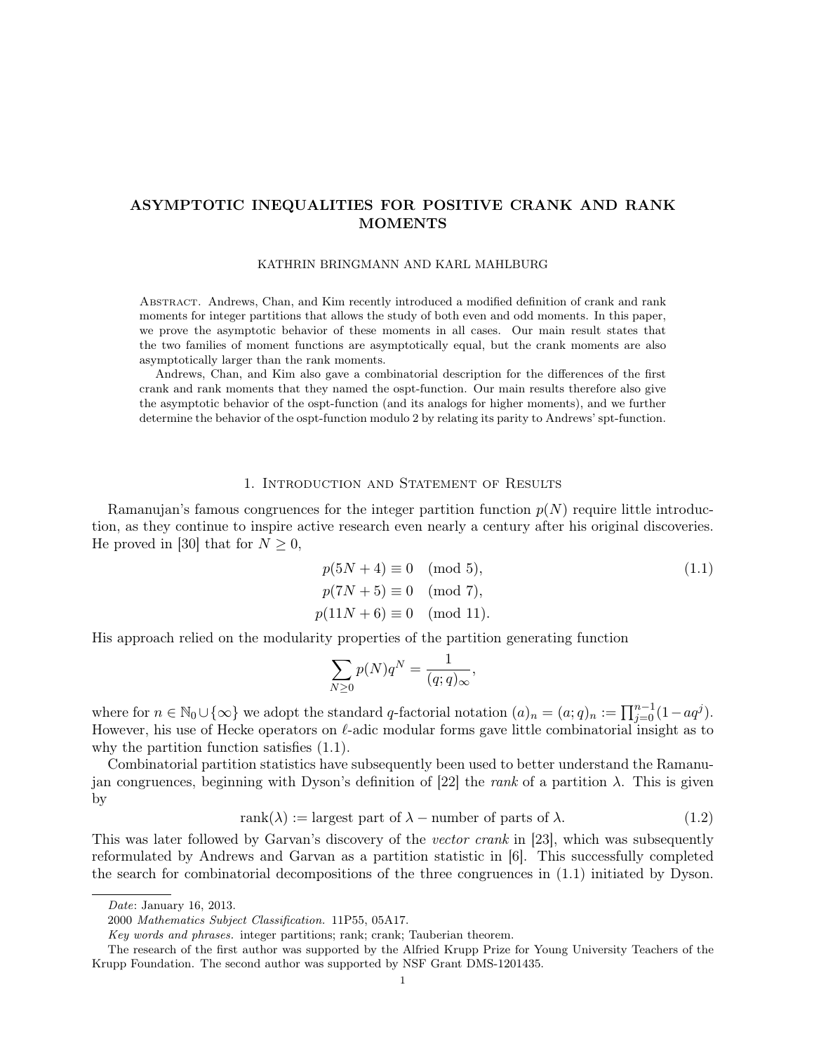# ASYMPTOTIC INEQUALITIES FOR POSITIVE CRANK AND RANK MOMENTS

KATHRIN BRINGMANN AND KARL MAHLBURG

Abstract. Andrews, Chan, and Kim recently introduced a modified definition of crank and rank moments for integer partitions that allows the study of both even and odd moments. In this paper, we prove the asymptotic behavior of these moments in all cases. Our main result states that the two families of moment functions are asymptotically equal, but the crank moments are also asymptotically larger than the rank moments.

Andrews, Chan, and Kim also gave a combinatorial description for the differences of the first crank and rank moments that they named the ospt-function. Our main results therefore also give the asymptotic behavior of the ospt-function (and its analogs for higher moments), and we further determine the behavior of the ospt-function modulo 2 by relating its parity to Andrews' spt-function.

## 1. Introduction and Statement of Results

Ramanujan's famous congruences for the integer partition function $p(N)$ require little introduction, as they continue to inspire active research even nearly a century after his original discoveries. He proved in [30] that for $N \geq 0$,

$$
\begin{aligned}
p(5N+4) &\equiv 0 \pmod{5}, \\
p(7N+5) &\equiv 0 \pmod{7}, \\
p(11N+6) &\equiv 0 \pmod{11}.
\end{aligned}
\tag{1.1}
$$

His approach relied on the modularity properties of the partition generating function

$$
\sum_{N \geq 0} p(N) q^N = \frac{1}{(q;q)_\infty},
$$

where for $n \in \mathbb{N}_0 \cup \{\infty\}$ we adopt the standard $q$-factorial notation $(a)_n = (a;q)_n := \prod_{j=0}^{n-1}(1-aq^j)$. However, his use of Hecke operators on $\ell$-adic modular forms gave little combinatorial insight as to why the partition function satisfies (1.1).

Combinatorial partition statistics have subsequently been used to better understand the Ramanujan congruences, beginning with Dyson's definition of [22] the *rank* of a partition $\lambda$. This is given by

$$
\operatorname{rank}(\lambda) := \text{largest part of } \lambda - \text{number of parts of } \lambda. \tag{1.2}
$$

This was later followed by Garvan's discovery of the *vector crank* in [23], which was subsequently reformulated by Andrews and Garvan as a partition statistic in [6]. This successfully completed the search for combinatorial decompositions of the three congruences in (1.1) initiated by Dyson.

---

*Date*: January 16, 2013.

2000 *Mathematics Subject Classification.* 11P55, 05A17.

*Key words and phrases.* integer partitions; rank; crank; Tauberian theorem.

The research of the first author was supported by the Alfried Krupp Prize for Young University Teachers of the Krupp Foundation. The second author was supported by NSF Grant DMS-1201435.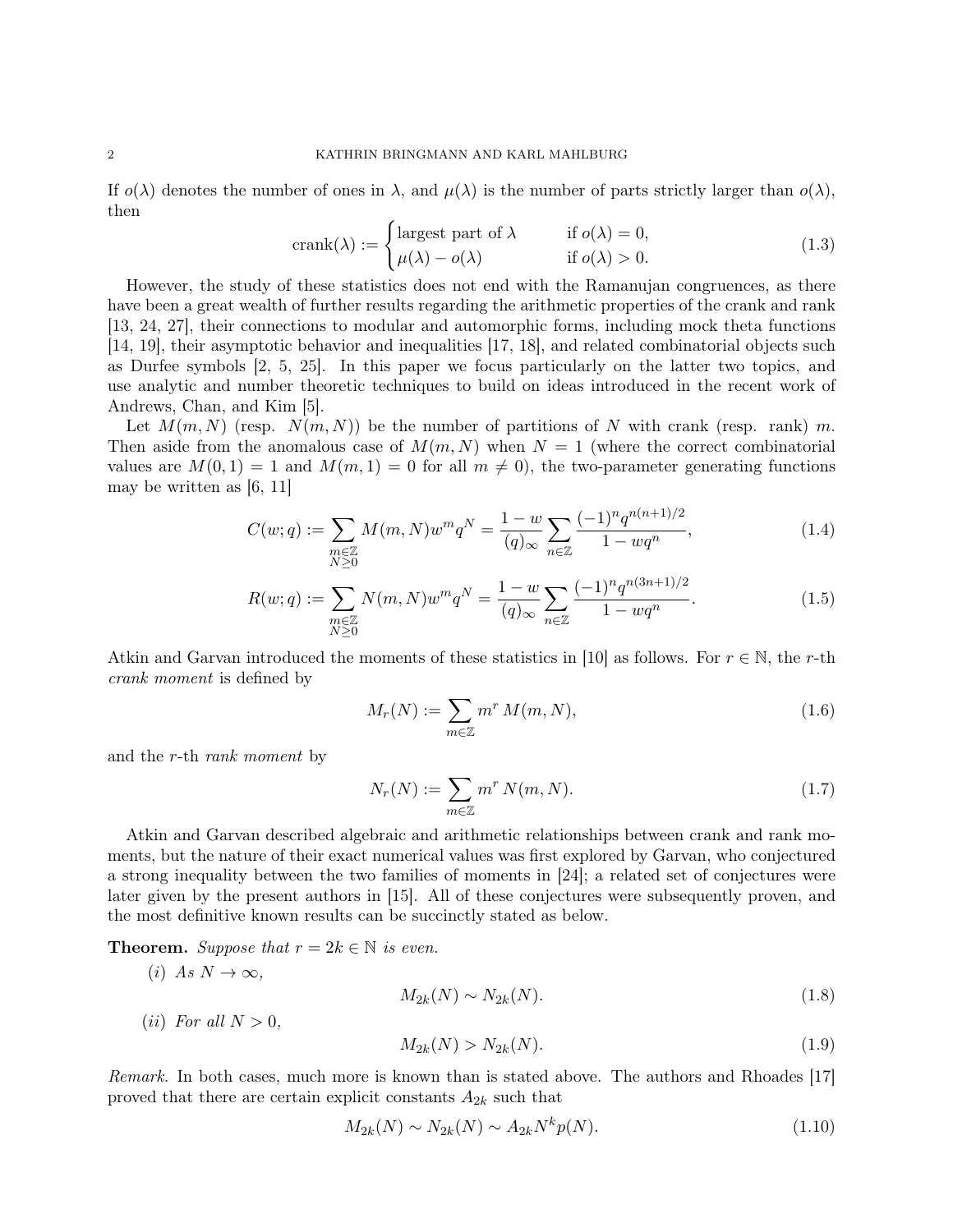If $o(\lambda)$ denotes the number of ones in $\lambda$, and $\mu(\lambda)$ is the number of parts strictly larger than $o(\lambda)$, then

$$\operatorname{crank}(\lambda) := \begin{cases} \text{largest part of } \lambda & \text{if } o(\lambda) = 0, \\ \mu(\lambda) - o(\lambda) & \text{if } o(\lambda) > 0. \end{cases} \tag{1.3}$$

However, the study of these statistics does not end with the Ramanujan congruences, as there have been a great wealth of further results regarding the arithmetic properties of the crank and rank [13, 24, 27], their connections to modular and automorphic forms, including mock theta functions [14, 19], their asymptotic behavior and inequalities [17, 18], and related combinatorial objects such as Durfee symbols [2, 5, 25]. In this paper we focus particularly on the latter two topics, and use analytic and number theoretic techniques to build on ideas introduced in the recent work of Andrews, Chan, and Kim [5].

Let $M(m, N)$ (resp. $N(m, N)$) be the number of partitions of $N$ with crank (resp. rank) $m$. Then aside from the anomalous case of $M(m, N)$ when $N = 1$ (where the correct combinatorial values are $M(0, 1) = 1$ and $M(m, 1) = 0$ for all $m \neq 0$), the two-parameter generating functions may be written as [6, 11]

$$C(w; q) := \sum_{\substack{m \in \mathbb{Z} \\ N \geq 0}} M(m, N) w^m q^N = \frac{1 - w}{(q)_\infty} \sum_{n \in \mathbb{Z}} \frac{(-1)^n q^{n(n+1)/2}}{1 - wq^n}, \tag{1.4}$$

$$R(w; q) := \sum_{\substack{m \in \mathbb{Z} \\ N \geq 0}} N(m, N) w^m q^N = \frac{1 - w}{(q)_\infty} \sum_{n \in \mathbb{Z}} \frac{(-1)^n q^{n(3n+1)/2}}{1 - wq^n}. \tag{1.5}$$

Atkin and Garvan introduced the moments of these statistics in [10] as follows. For $r \in \mathbb{N}$, the $r$-th *crank moment* is defined by

$$M_r(N) := \sum_{m \in \mathbb{Z}} m^r \, M(m, N), \tag{1.6}$$

and the $r$-th *rank moment* by

$$N_r(N) := \sum_{m \in \mathbb{Z}} m^r \, N(m, N). \tag{1.7}$$

Atkin and Garvan described algebraic and arithmetic relationships between crank and rank moments, but the nature of their exact numerical values was first explored by Garvan, who conjectured a strong inequality between the two families of moments in [24]; a related set of conjectures were later given by the present authors in [15]. All of these conjectures were subsequently proven, and the most definitive known results can be succinctly stated as below.

**Theorem.** *Suppose that $r = 2k \in \mathbb{N}$ is even.*

(*i*) *As $N \to \infty$,*

$$M_{2k}(N) \sim N_{2k}(N). \tag{1.8}$$

(*ii*) *For all $N > 0$,*

$$M_{2k}(N) > N_{2k}(N). \tag{1.9}$$

*Remark.* In both cases, much more is known than is stated above. The authors and Rhoades [17] proved that there are certain explicit constants $A_{2k}$ such that

$$M_{2k}(N) \sim N_{2k}(N) \sim A_{2k} N^k p(N). \tag{1.10}$$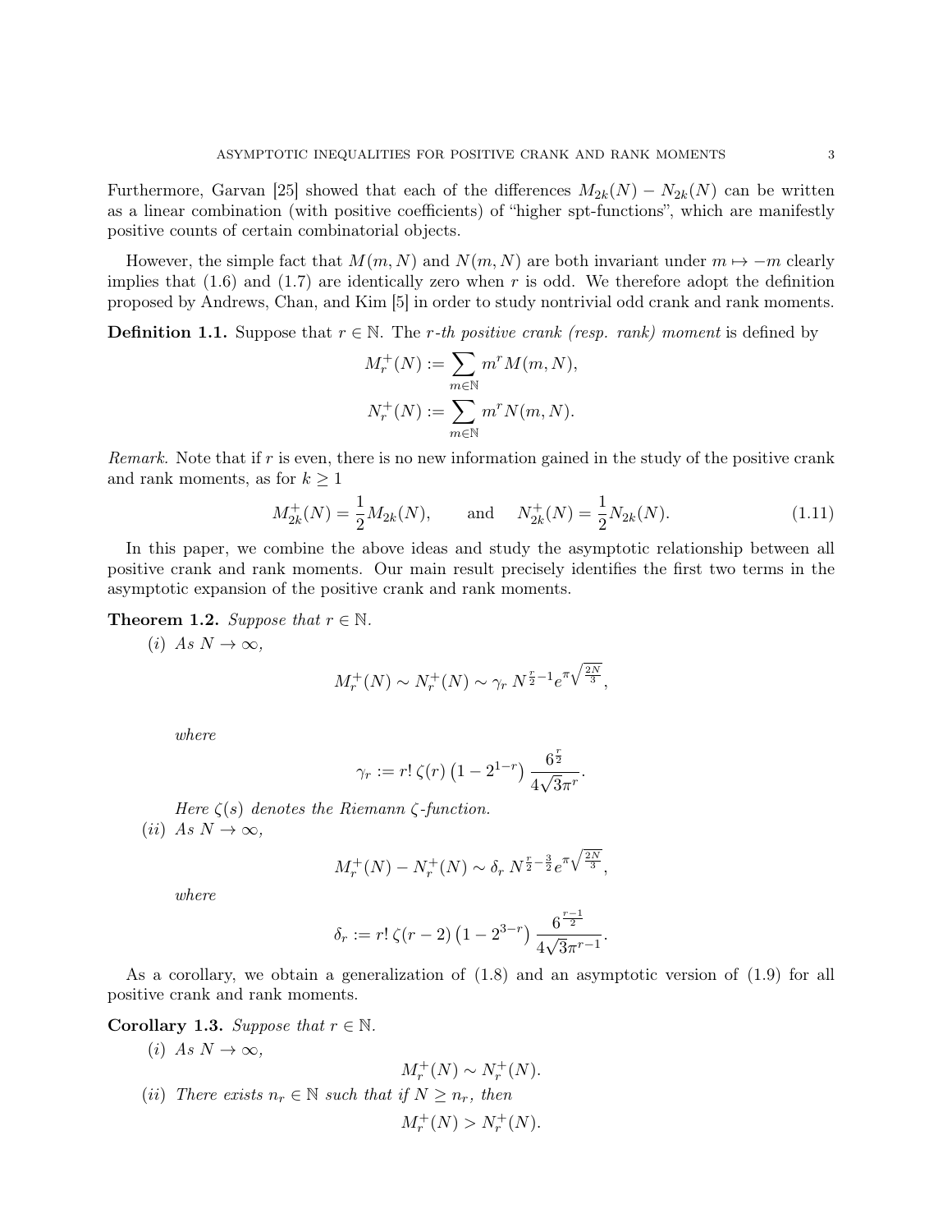Furthermore, Garvan [25] showed that each of the differences $M_{2k}(N) - N_{2k}(N)$ can be written as a linear combination (with positive coefficients) of "higher spt-functions", which are manifestly positive counts of certain combinatorial objects.

However, the simple fact that $M(m, N)$ and $N(m, N)$ are both invariant under $m \mapsto -m$ clearly implies that (1.6) and (1.7) are identically zero when $r$ is odd. We therefore adopt the definition proposed by Andrews, Chan, and Kim [5] in order to study nontrivial odd crank and rank moments.

**Definition 1.1.** Suppose that $r \in \mathbb{N}$. The *$r$-th positive crank (resp. rank) moment* is defined by

$$M_r^+(N) := \sum_{m \in \mathbb{N}} m^r M(m, N),$$

$$N_r^+(N) := \sum_{m \in \mathbb{N}} m^r N(m, N).$$

*Remark.* Note that if $r$ is even, there is no new information gained in the study of the positive crank and rank moments, as for $k \geq 1$

$$M_{2k}^+(N) = \frac{1}{2} M_{2k}(N), \qquad \text{and} \qquad N_{2k}^+(N) = \frac{1}{2} N_{2k}(N). \tag{1.11}$$

In this paper, we combine the above ideas and study the asymptotic relationship between all positive crank and rank moments. Our main result precisely identifies the first two terms in the asymptotic expansion of the positive crank and rank moments.

**Theorem 1.2.** *Suppose that $r \in \mathbb{N}$.*

(*i*) *As $N \to \infty$,*

$$M_r^+(N) \sim N_r^+(N) \sim \gamma_r \, N^{\frac{r}{2}-1} e^{\pi \sqrt{\frac{2N}{3}}},$$

*where*

$$\gamma_r := r! \, \zeta(r) \left(1 - 2^{1-r}\right) \frac{6^{\frac{r}{2}}}{4\sqrt{3}\pi^r}.$$

*Here $\zeta(s)$ denotes the Riemann $\zeta$-function.*

(*ii*) *As $N \to \infty$,*

$$M_r^+(N) - N_r^+(N) \sim \delta_r \, N^{\frac{r}{2}-\frac{3}{2}} e^{\pi \sqrt{\frac{2N}{3}}},$$

*where*

$$\delta_r := r! \, \zeta(r-2) \left(1 - 2^{3-r}\right) \frac{6^{\frac{r-1}{2}}}{4\sqrt{3}\pi^{r-1}}.$$

As a corollary, we obtain a generalization of (1.8) and an asymptotic version of (1.9) for all positive crank and rank moments.

**Corollary 1.3.** *Suppose that $r \in \mathbb{N}$.*

(*i*) *As $N \to \infty$,*

$$M_r^+(N) \sim N_r^+(N).$$

(*ii*) *There exists $n_r \in \mathbb{N}$ such that if $N \geq n_r$, then*

$$M_r^+(N) > N_r^+(N).$$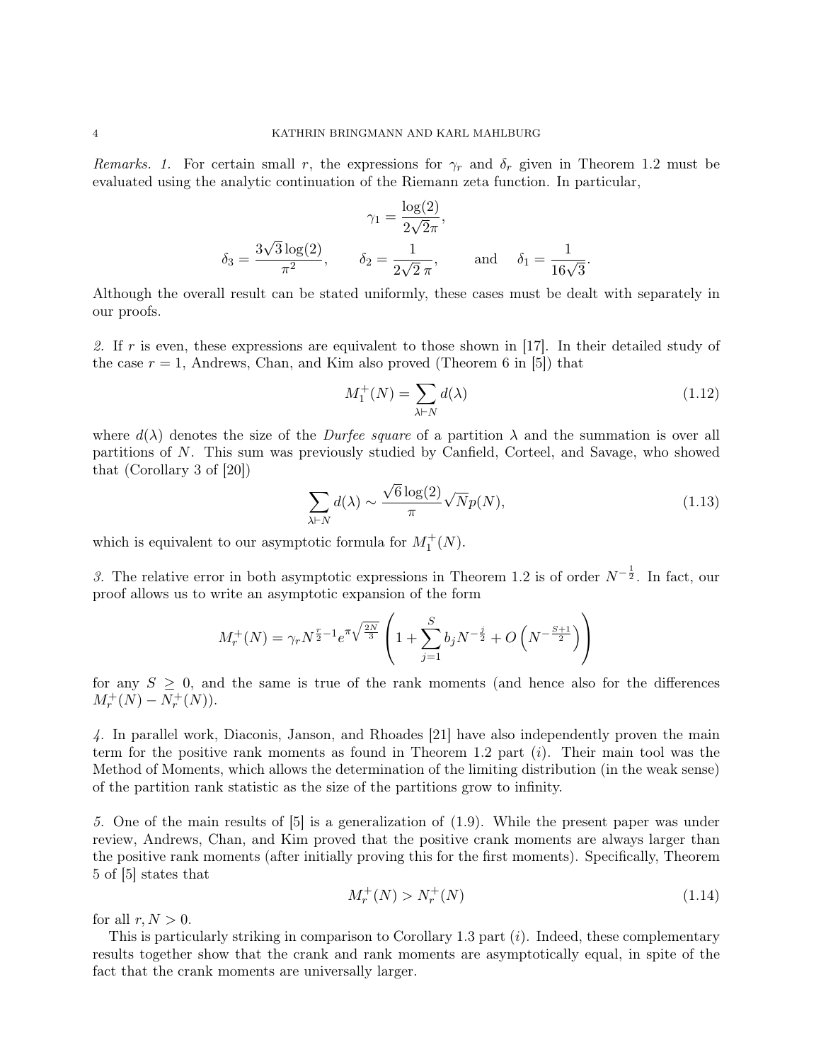*Remarks. 1.* For certain small $r$, the expressions for $\gamma_r$ and $\delta_r$ given in Theorem 1.2 must be evaluated using the analytic continuation of the Riemann zeta function. In particular,

$$\gamma_1 = \frac{\log(2)}{2\sqrt{2}\pi},$$

$$\delta_3 = \frac{3\sqrt{3}\log(2)}{\pi^2}, \qquad \delta_2 = \frac{1}{2\sqrt{2}\,\pi}, \qquad \text{and} \quad \delta_1 = \frac{1}{16\sqrt{3}}.$$

Although the overall result can be stated uniformly, these cases must be dealt with separately in our proofs.

*2.* If $r$ is even, these expressions are equivalent to those shown in [17]. In their detailed study of the case $r = 1$, Andrews, Chan, and Kim also proved (Theorem 6 in [5]) that

$$M_1^+(N) = \sum_{\lambda \vdash N} d(\lambda) \tag{1.12}$$

where $d(\lambda)$ denotes the size of the *Durfee square* of a partition $\lambda$ and the summation is over all partitions of $N$. This sum was previously studied by Canfield, Corteel, and Savage, who showed that (Corollary 3 of [20])

$$\sum_{\lambda \vdash N} d(\lambda) \sim \frac{\sqrt{6}\log(2)}{\pi}\sqrt{N}p(N), \tag{1.13}$$

which is equivalent to our asymptotic formula for $M_1^+(N)$.

*3.* The relative error in both asymptotic expressions in Theorem 1.2 is of order $N^{-\frac{1}{2}}$. In fact, our proof allows us to write an asymptotic expansion of the form

$$M_r^+(N) = \gamma_r N^{\frac{r}{2}-1} e^{\pi\sqrt{\frac{2N}{3}}} \left(1 + \sum_{j=1}^{S} b_j N^{-\frac{j}{2}} + O\left(N^{-\frac{S+1}{2}}\right)\right)$$

for any $S \geq 0$, and the same is true of the rank moments (and hence also for the differences $M_r^+(N) - N_r^+(N)$).

*4.* In parallel work, Diaconis, Janson, and Rhoades [21] have also independently proven the main term for the positive rank moments as found in Theorem 1.2 part $(i)$. Their main tool was the Method of Moments, which allows the determination of the limiting distribution (in the weak sense) of the partition rank statistic as the size of the partitions grow to infinity.

*5.* One of the main results of [5] is a generalization of (1.9). While the present paper was under review, Andrews, Chan, and Kim proved that the positive crank moments are always larger than the positive rank moments (after initially proving this for the first moments). Specifically, Theorem 5 of [5] states that

$$M_r^+(N) > N_r^+(N) \tag{1.14}$$

for all $r, N > 0$.

This is particularly striking in comparison to Corollary 1.3 part $(i)$. Indeed, these complementary results together show that the crank and rank moments are asymptotically equal, in spite of the fact that the crank moments are universally larger.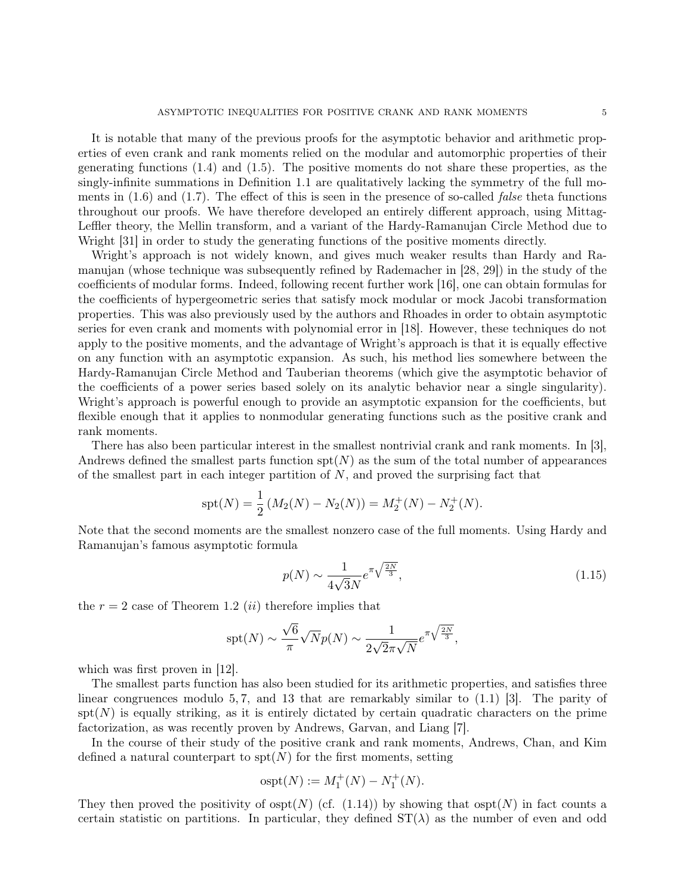It is notable that many of the previous proofs for the asymptotic behavior and arithmetic properties of even crank and rank moments relied on the modular and automorphic properties of their generating functions (1.4) and (1.5). The positive moments do not share these properties, as the singly-infinite summations in Definition 1.1 are qualitatively lacking the symmetry of the full moments in (1.6) and (1.7). The effect of this is seen in the presence of so-called *false* theta functions throughout our proofs. We have therefore developed an entirely different approach, using Mittag-Leffler theory, the Mellin transform, and a variant of the Hardy-Ramanujan Circle Method due to Wright [31] in order to study the generating functions of the positive moments directly.

Wright's approach is not widely known, and gives much weaker results than Hardy and Ramanujan (whose technique was subsequently refined by Rademacher in [28, 29]) in the study of the coefficients of modular forms. Indeed, following recent further work [16], one can obtain formulas for the coefficients of hypergeometric series that satisfy mock modular or mock Jacobi transformation properties. This was also previously used by the authors and Rhoades in order to obtain asymptotic series for even crank and moments with polynomial error in [18]. However, these techniques do not apply to the positive moments, and the advantage of Wright's approach is that it is equally effective on any function with an asymptotic expansion. As such, his method lies somewhere between the Hardy-Ramanujan Circle Method and Tauberian theorems (which give the asymptotic behavior of the coefficients of a power series based solely on its analytic behavior near a single singularity). Wright's approach is powerful enough to provide an asymptotic expansion for the coefficients, but flexible enough that it applies to nonmodular generating functions such as the positive crank and rank moments.

There has also been particular interest in the smallest nontrivial crank and rank moments. In [3], Andrews defined the smallest parts function $\mathrm{spt}(N)$ as the sum of the total number of appearances of the smallest part in each integer partition of $N$, and proved the surprising fact that

$$\mathrm{spt}(N) = \frac{1}{2}\left(M_2(N) - N_2(N)\right) = M_2^+(N) - N_2^+(N).$$

Note that the second moments are the smallest nonzero case of the full moments. Using Hardy and Ramanujan's famous asymptotic formula

$$p(N) \sim \frac{1}{4\sqrt{3}N} e^{\pi\sqrt{\frac{2N}{3}}}, \tag{1.15}$$

the $r = 2$ case of Theorem 1.2 $(ii)$ therefore implies that

$$\mathrm{spt}(N) \sim \frac{\sqrt{6}}{\pi}\sqrt{N} p(N) \sim \frac{1}{2\sqrt{2}\pi\sqrt{N}} e^{\pi\sqrt{\frac{2N}{3}}},$$

which was first proven in [12].

The smallest parts function has also been studied for its arithmetic properties, and satisfies three linear congruences modulo 5, 7, and 13 that are remarkably similar to (1.1) [3]. The parity of $\mathrm{spt}(N)$ is equally striking, as it is entirely dictated by certain quadratic characters on the prime factorization, as was recently proven by Andrews, Garvan, and Liang [7].

In the course of their study of the positive crank and rank moments, Andrews, Chan, and Kim defined a natural counterpart to $\mathrm{spt}(N)$ for the first moments, setting

$$\mathrm{ospt}(N) := M_1^+(N) - N_1^+(N).$$

They then proved the positivity of $\mathrm{ospt}(N)$ (cf. (1.14)) by showing that $\mathrm{ospt}(N)$ in fact counts a certain statistic on partitions. In particular, they defined $\mathrm{ST}(\lambda)$ as the number of even and odd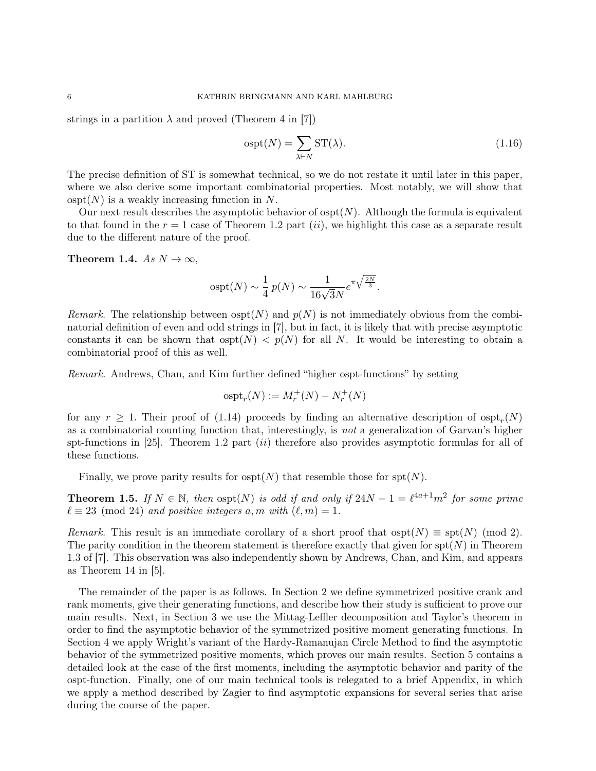strings in a partition $\lambda$ and proved (Theorem 4 in [7])

$$\operatorname{ospt}(N) = \sum_{\lambda \vdash N} \operatorname{ST}(\lambda). \tag{1.16}$$

The precise definition of ST is somewhat technical, so we do not restate it until later in this paper, where we also derive some important combinatorial properties. Most notably, we will show that $\operatorname{ospt}(N)$ is a weakly increasing function in $N$.

Our next result describes the asymptotic behavior of $\operatorname{ospt}(N)$. Although the formula is equivalent to that found in the $r = 1$ case of Theorem 1.2 part $(ii)$, we highlight this case as a separate result due to the different nature of the proof.

**Theorem 1.4.** *As $N \to \infty$,*

$$\operatorname{ospt}(N) \sim \frac{1}{4}\, p(N) \sim \frac{1}{16\sqrt{3}N} e^{\pi\sqrt{\frac{2N}{3}}}.$$

*Remark.* The relationship between $\operatorname{ospt}(N)$ and $p(N)$ is not immediately obvious from the combinatorial definition of even and odd strings in [7], but in fact, it is likely that with precise asymptotic constants it can be shown that $\operatorname{ospt}(N) < p(N)$ for all $N$. It would be interesting to obtain a combinatorial proof of this as well.

*Remark.* Andrews, Chan, and Kim further defined "higher ospt-functions" by setting

$$\operatorname{ospt}_r(N) := M_r^+(N) - N_r^+(N)$$

for any $r \geq 1$. Their proof of (1.14) proceeds by finding an alternative description of $\operatorname{ospt}_r(N)$ as a combinatorial counting function that, interestingly, is *not* a generalization of Garvan's higher spt-functions in [25]. Theorem 1.2 part $(ii)$ therefore also provides asymptotic formulas for all of these functions.

Finally, we prove parity results for $\operatorname{ospt}(N)$ that resemble those for $\operatorname{spt}(N)$.

**Theorem 1.5.** *If $N \in \mathbb{N}$, then $\operatorname{ospt}(N)$ is odd if and only if $24N - 1 = \ell^{4a+1}m^2$ for some prime $\ell \equiv 23 \pmod{24}$ and positive integers $a, m$ with $(\ell, m) = 1$.*

*Remark.* This result is an immediate corollary of a short proof that $\operatorname{ospt}(N) \equiv \operatorname{spt}(N) \pmod 2$. The parity condition in the theorem statement is therefore exactly that given for $\operatorname{spt}(N)$ in Theorem 1.3 of [7]. This observation was also independently shown by Andrews, Chan, and Kim, and appears as Theorem 14 in [5].

The remainder of the paper is as follows. In Section 2 we define symmetrized positive crank and rank moments, give their generating functions, and describe how their study is sufficient to prove our main results. Next, in Section 3 we use the Mittag-Leffler decomposition and Taylor's theorem in order to find the asymptotic behavior of the symmetrized positive moment generating functions. In Section 4 we apply Wright's variant of the Hardy-Ramanujan Circle Method to find the asymptotic behavior of the symmetrized positive moments, which proves our main results. Section 5 contains a detailed look at the case of the first moments, including the asymptotic behavior and parity of the ospt-function. Finally, one of our main technical tools is relegated to a brief Appendix, in which we apply a method described by Zagier to find asymptotic expansions for several series that arise during the course of the paper.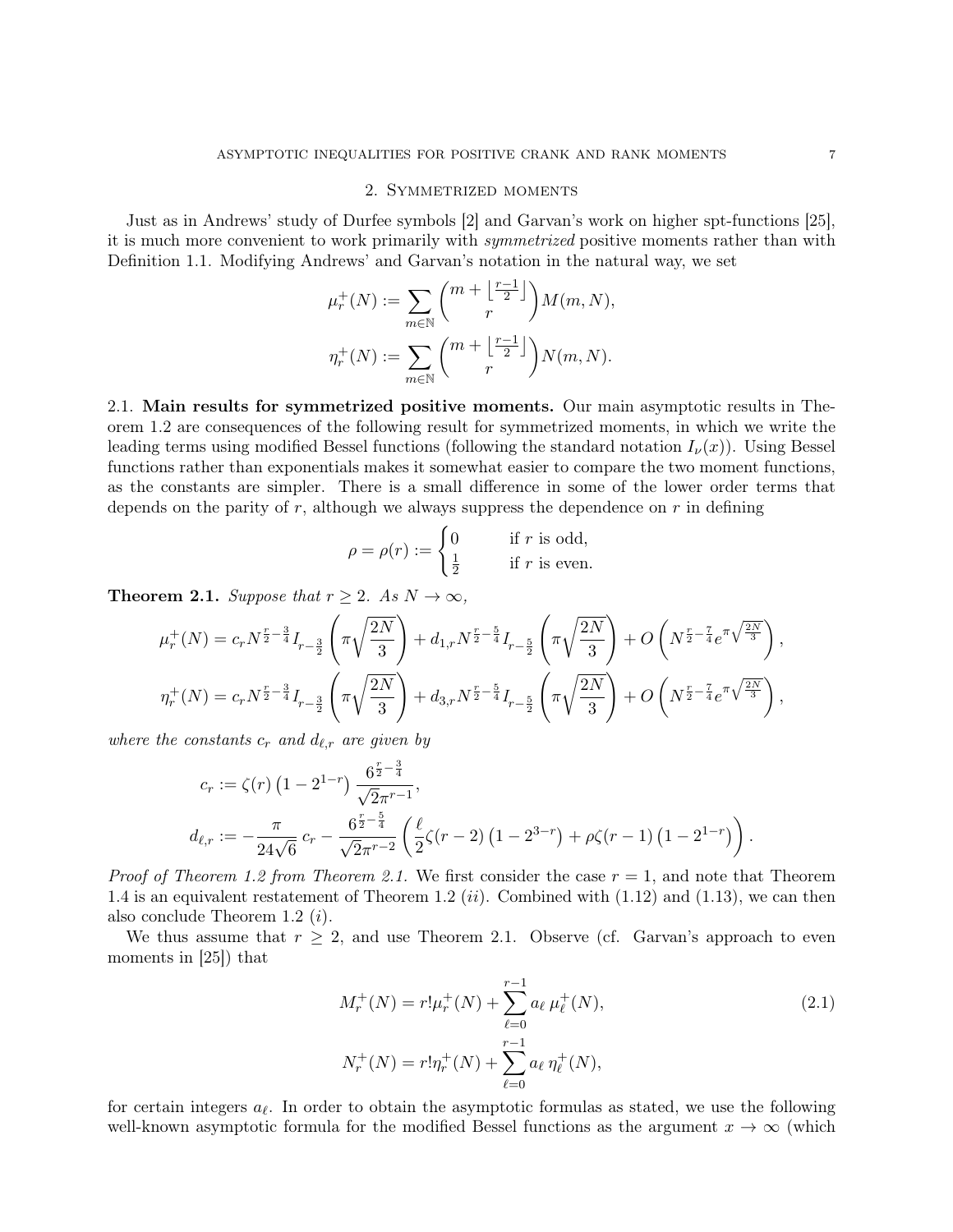## 2. Symmetrized moments

Just as in Andrews' study of Durfee symbols [2] and Garvan's work on higher spt-functions [25], it is much more convenient to work primarily with *symmetrized* positive moments rather than with Definition 1.1. Modifying Andrews' and Garvan's notation in the natural way, we set

$$\mu_r^+(N) := \sum_{m\in\mathbb{N}} \binom{m+\left\lfloor\frac{r-1}{2}\right\rfloor}{r} M(m,N),$$

$$\eta_r^+(N) := \sum_{m\in\mathbb{N}} \binom{m+\left\lfloor\frac{r-1}{2}\right\rfloor}{r} N(m,N).$$

2.1. **Main results for symmetrized positive moments.** Our main asymptotic results in Theorem 1.2 are consequences of the following result for symmetrized moments, in which we write the leading terms using modified Bessel functions (following the standard notation $I_\nu(x)$). Using Bessel functions rather than exponentials makes it somewhat easier to compare the two moment functions, as the constants are simpler. There is a small difference in some of the lower order terms that depends on the parity of $r$, although we always suppress the dependence on $r$ in defining

$$\rho = \rho(r) := \begin{cases} 0 & \text{if } r \text{ is odd,} \\ \frac{1}{2} & \text{if } r \text{ is even.} \end{cases}$$

**Theorem 2.1.** *Suppose that $r \geq 2$. As $N \to \infty$,*

$$\mu_r^+(N) = c_r N^{\frac{r}{2}-\frac{3}{4}} I_{r-\frac{3}{2}}\left(\pi\sqrt{\frac{2N}{3}}\right) + d_{1,r} N^{\frac{r}{2}-\frac{5}{4}} I_{r-\frac{5}{2}}\left(\pi\sqrt{\frac{2N}{3}}\right) + O\left(N^{\frac{r}{2}-\frac{7}{4}} e^{\pi\sqrt{\frac{2N}{3}}}\right),$$

$$\eta_r^+(N) = c_r N^{\frac{r}{2}-\frac{3}{4}} I_{r-\frac{3}{2}}\left(\pi\sqrt{\frac{2N}{3}}\right) + d_{3,r} N^{\frac{r}{2}-\frac{5}{4}} I_{r-\frac{5}{2}}\left(\pi\sqrt{\frac{2N}{3}}\right) + O\left(N^{\frac{r}{2}-\frac{7}{4}} e^{\pi\sqrt{\frac{2N}{3}}}\right),$$

*where the constants $c_r$ and $d_{\ell,r}$ are given by*

$$c_r := \zeta(r)\left(1-2^{1-r}\right)\frac{6^{\frac{r}{2}-\frac{3}{4}}}{\sqrt{2}\pi^{r-1}},$$

$$d_{\ell,r} := -\frac{\pi}{24\sqrt{6}}\, c_r - \frac{6^{\frac{r}{2}-\frac{5}{4}}}{\sqrt{2}\pi^{r-2}}\left(\frac{\ell}{2}\zeta(r-2)\left(1-2^{3-r}\right) + \rho\zeta(r-1)\left(1-2^{1-r}\right)\right).$$

*Proof of Theorem 1.2 from Theorem 2.1.* We first consider the case $r = 1$, and note that Theorem 1.4 is an equivalent restatement of Theorem 1.2 $(ii)$. Combined with (1.12) and (1.13), we can then also conclude Theorem 1.2 $(i)$.

We thus assume that $r \geq 2$, and use Theorem 2.1. Observe (cf. Garvan's approach to even moments in [25]) that

$$M_r^+(N) = r!\mu_r^+(N) + \sum_{\ell=0}^{r-1} a_\ell\, \mu_\ell^+(N), \tag{2.1}$$

$$N_r^+(N) = r!\eta_r^+(N) + \sum_{\ell=0}^{r-1} a_\ell\, \eta_\ell^+(N),$$

for certain integers $a_\ell$. In order to obtain the asymptotic formulas as stated, we use the following well-known asymptotic formula for the modified Bessel functions as the argument $x \to \infty$ (which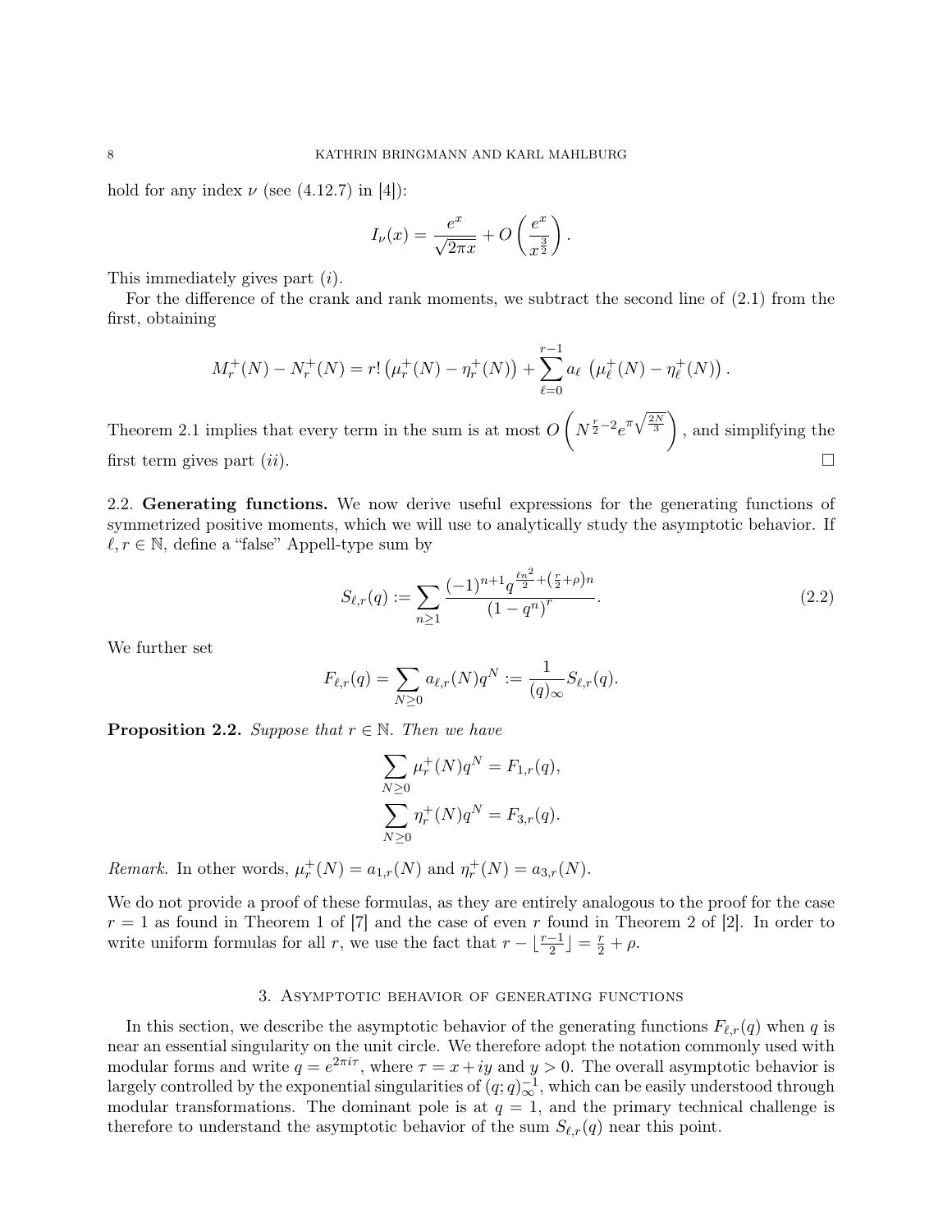hold for any index $\nu$ (see (4.12.7) in [4]):

$$I_\nu(x) = \frac{e^x}{\sqrt{2\pi x}} + O\left(\frac{e^x}{x^{\frac{3}{2}}}\right).$$

This immediately gives part $(i)$.

For the difference of the crank and rank moments, we subtract the second line of (2.1) from the first, obtaining

$$M_r^+(N) - N_r^+(N) = r!\left(\mu_r^+(N) - \eta_r^+(N)\right) + \sum_{\ell=0}^{r-1} a_\ell \left(\mu_\ell^+(N) - \eta_\ell^+(N)\right).$$

Theorem 2.1 implies that every term in the sum is at most $O\left(N^{\frac{r}{2}-2} e^{\pi\sqrt{\frac{2N}{3}}}\right)$, and simplifying the first term gives part $(ii)$. $\square$

**2.2. Generating functions.** We now derive useful expressions for the generating functions of symmetrized positive moments, which we will use to analytically study the asymptotic behavior. If $\ell, r \in \mathbb{N}$, define a "false" Appell-type sum by

$$S_{\ell,r}(q) := \sum_{n \geq 1} \frac{(-1)^{n+1} q^{\frac{\ell n^2}{2} + \left(\frac{r}{2}+\rho\right)n}}{(1-q^n)^r}. \tag{2.2}$$

We further set

$$F_{\ell,r}(q) = \sum_{N \geq 0} a_{\ell,r}(N) q^N := \frac{1}{(q)_\infty} S_{\ell,r}(q).$$

**Proposition 2.2.** *Suppose that $r \in \mathbb{N}$. Then we have*

$$\sum_{N \geq 0} \mu_r^+(N) q^N = F_{1,r}(q),$$
$$\sum_{N \geq 0} \eta_r^+(N) q^N = F_{3,r}(q).$$

*Remark.* In other words, $\mu_r^+(N) = a_{1,r}(N)$ and $\eta_r^+(N) = a_{3,r}(N)$.

We do not provide a proof of these formulas, as they are entirely analogous to the proof for the case $r = 1$ as found in Theorem 1 of [7] and the case of even $r$ found in Theorem 2 of [2]. In order to write uniform formulas for all $r$, we use the fact that $r - \lfloor \frac{r-1}{2} \rfloor = \frac{r}{2} + \rho$.

## 3. Asymptotic behavior of generating functions

In this section, we describe the asymptotic behavior of the generating functions $F_{\ell,r}(q)$ when $q$ is near an essential singularity on the unit circle. We therefore adopt the notation commonly used with modular forms and write $q = e^{2\pi i \tau}$, where $\tau = x + iy$ and $y > 0$. The overall asymptotic behavior is largely controlled by the exponential singularities of $(q;q)_\infty^{-1}$, which can be easily understood through modular transformations. The dominant pole is at $q = 1$, and the primary technical challenge is therefore to understand the asymptotic behavior of the sum $S_{\ell,r}(q)$ near this point.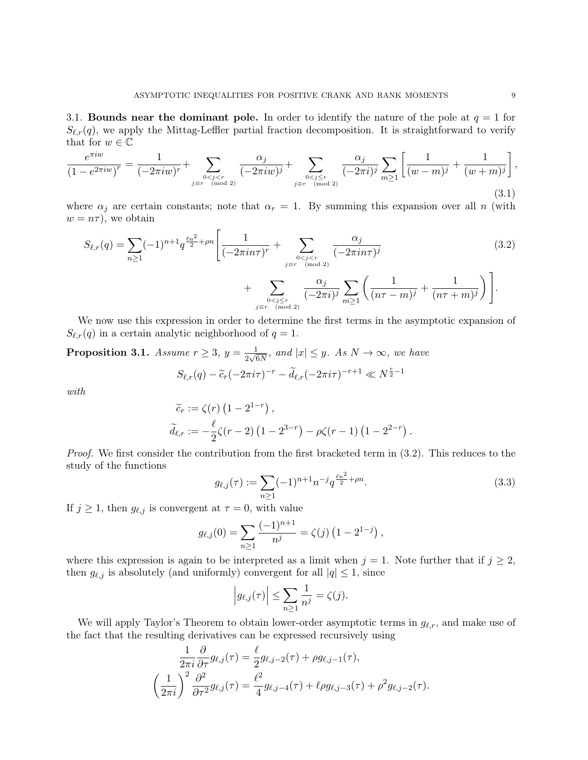### 3.1. Bounds near the dominant pole.

In order to identify the nature of the pole at $q=1$ for $S_{\ell,r}(q)$, we apply the Mittag-Leffler partial fraction decomposition. It is straightforward to verify that for $w\in\mathbb{C}$

$$\frac{e^{\pi i w}}{\left(1-e^{2\pi i w}\right)^r}=\frac{1}{(-2\pi i w)^r}+\sum_{\substack{0<j<r\\ j\equiv r \pmod 2}}\frac{\alpha_j}{(-2\pi i w)^j}+\sum_{\substack{0<j\leq r\\ j\equiv r \pmod 2}}\frac{\alpha_j}{(-2\pi i)^j}\sum_{m\geq 1}\left[\frac{1}{(w-m)^j}+\frac{1}{(w+m)^j}\right], \tag{3.1}$$

where $\alpha_j$ are certain constants; note that $\alpha_r=1$. By summing this expansion over all $n$ (with $w=n\tau$), we obtain

$$S_{\ell,r}(q)=\sum_{n\geq 1}(-1)^{n+1}q^{\frac{\ell n^2}{2}+\rho n}\Bigg[\frac{1}{(-2\pi i n\tau)^r}+\sum_{\substack{0<j<r\\ j\equiv r \pmod 2}}\frac{\alpha_j}{(-2\pi i n\tau)^j} \tag{3.2}$$
$$+\sum_{\substack{0<j\leq r\\ j\equiv r \pmod 2}}\frac{\alpha_j}{(-2\pi i)^j}\sum_{m\geq 1}\left(\frac{1}{(n\tau-m)^j}+\frac{1}{(n\tau+m)^j}\right)\Bigg].$$

We now use this expression in order to determine the first terms in the asymptotic expansion of $S_{\ell,r}(q)$ in a certain analytic neighborhood of $q=1$.

**Proposition 3.1.** *Assume $r\geq 3$, $y=\frac{1}{2\sqrt{6N}}$, and $|x|\leq y$. As $N\to\infty$, we have*

$$S_{\ell,r}(q)-\widetilde{c}_r(-2\pi i\tau)^{-r}-\widetilde{d}_{\ell,r}(-2\pi i\tau)^{-r+1}\ll N^{\frac{r}{2}-1}$$

*with*

$$\widetilde{c}_r:=\zeta(r)\left(1-2^{1-r}\right),$$
$$\widetilde{d}_{\ell,r}:=-\frac{\ell}{2}\zeta(r-2)\left(1-2^{3-r}\right)-\rho\zeta(r-1)\left(1-2^{2-r}\right).$$

*Proof.* We first consider the contribution from the first bracketed term in (3.2). This reduces to the study of the functions

$$g_{\ell,j}(\tau):=\sum_{n\geq 1}(-1)^{n+1}n^{-j}q^{\frac{\ell n^2}{2}+\rho n}. \tag{3.3}$$

If $j\geq 1$, then $g_{\ell,j}$ is convergent at $\tau=0$, with value

$$g_{\ell,j}(0)=\sum_{n\geq 1}\frac{(-1)^{n+1}}{n^j}=\zeta(j)\left(1-2^{1-j}\right),$$

where this expression is again to be interpreted as a limit when $j=1$. Note further that if $j\geq 2$, then $g_{\ell,j}$ is absolutely (and uniformly) convergent for all $|q|\leq 1$, since

$$\left|g_{\ell,j}(\tau)\right|\leq\sum_{n\geq 1}\frac{1}{n^j}=\zeta(j).$$

We will apply Taylor's Theorem to obtain lower-order asymptotic terms in $g_{\ell,r}$, and make use of the fact that the resulting derivatives can be expressed recursively using

$$\frac{1}{2\pi i}\frac{\partial}{\partial\tau}g_{\ell,j}(\tau)=\frac{\ell}{2}g_{\ell,j-2}(\tau)+\rho g_{\ell,j-1}(\tau),$$
$$\left(\frac{1}{2\pi i}\right)^2\frac{\partial^2}{\partial\tau^2}g_{\ell,j}(\tau)=\frac{\ell^2}{4}g_{\ell,j-4}(\tau)+\ell\rho g_{\ell,j-3}(\tau)+\rho^2 g_{\ell,j-2}(\tau).$$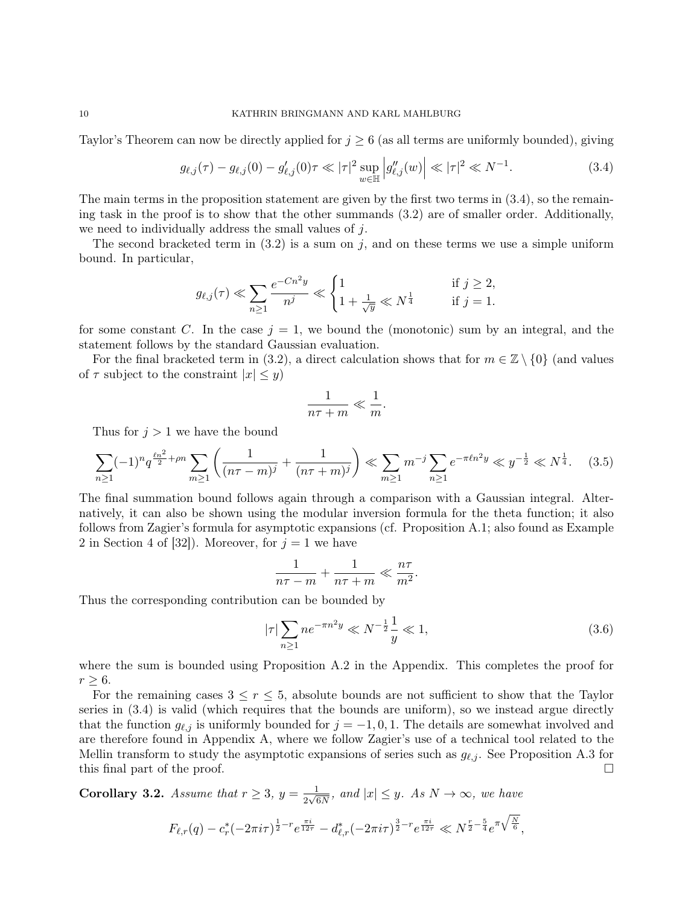Taylor's Theorem can now be directly applied for $j \geq 6$ (as all terms are uniformly bounded), giving

$$g_{\ell,j}(\tau) - g_{\ell,j}(0) - g'_{\ell,j}(0)\tau \ll |\tau|^2 \sup_{w\in\mathbb{H}} \left|g''_{\ell,j}(w)\right| \ll |\tau|^2 \ll N^{-1}. \tag{3.4}$$

The main terms in the proposition statement are given by the first two terms in (3.4), so the remaining task in the proof is to show that the other summands (3.2) are of smaller order. Additionally, we need to individually address the small values of $j$.

The second bracketed term in (3.2) is a sum on $j$, and on these terms we use a simple uniform bound. In particular,

$$g_{\ell,j}(\tau) \ll \sum_{n\geq 1} \frac{e^{-Cn^2y}}{n^j} \ll \begin{cases} 1 & \text{if } j \geq 2, \\ 1 + \frac{1}{\sqrt{y}} \ll N^{\frac{1}{4}} & \text{if } j = 1. \end{cases}$$

for some constant $C$. In the case $j = 1$, we bound the (monotonic) sum by an integral, and the statement follows by the standard Gaussian evaluation.

For the final bracketed term in (3.2), a direct calculation shows that for $m \in \mathbb{Z} \setminus \{0\}$ (and values of $\tau$ subject to the constraint $|x| \leq y$)

$$\frac{1}{n\tau + m} \ll \frac{1}{m}.$$

Thus for $j > 1$ we have the bound

$$\sum_{n\geq 1} (-1)^n q^{\frac{\ell n^2}{2}+\rho n} \sum_{m\geq 1} \left( \frac{1}{(n\tau - m)^j} + \frac{1}{(n\tau + m)^j} \right) \ll \sum_{m\geq 1} m^{-j} \sum_{n\geq 1} e^{-\pi\ell n^2 y} \ll y^{-\frac{1}{2}} \ll N^{\frac{1}{4}}. \tag{3.5}$$

The final summation bound follows again through a comparison with a Gaussian integral. Alternatively, it can also be shown using the modular inversion formula for the theta function; it also follows from Zagier's formula for asymptotic expansions (cf. Proposition A.1; also found as Example 2 in Section 4 of [32]). Moreover, for $j = 1$ we have

$$\frac{1}{n\tau - m} + \frac{1}{n\tau + m} \ll \frac{n\tau}{m^2}.$$

Thus the corresponding contribution can be bounded by

$$|\tau| \sum_{n\geq 1} ne^{-\pi n^2 y} \ll N^{-\frac{1}{2}} \frac{1}{y} \ll 1, \tag{3.6}$$

where the sum is bounded using Proposition A.2 in the Appendix. This completes the proof for $r \geq 6$.

For the remaining cases $3 \leq r \leq 5$, absolute bounds are not sufficient to show that the Taylor series in (3.4) is valid (which requires that the bounds are uniform), so we instead argue directly that the function $g_{\ell,j}$ is uniformly bounded for $j = -1, 0, 1$. The details are somewhat involved and are therefore found in Appendix A, where we follow Zagier's use of a technical tool related to the Mellin transform to study the asymptotic expansions of series such as $g_{\ell,j}$. See Proposition A.3 for this final part of the proof. $\square$

**Corollary 3.2.** *Assume that $r \geq 3$, $y = \frac{1}{2\sqrt{6N}}$, and $|x| \leq y$. As $N \to \infty$, we have*

$$F_{\ell,r}(q) - c_r^*(-2\pi i\tau)^{\frac{1}{2}-r} e^{\frac{\pi i}{12\tau}} - d_{\ell,r}^*(-2\pi i\tau)^{\frac{3}{2}-r} e^{\frac{\pi i}{12\tau}} \ll N^{\frac{r}{2}-\frac{5}{4}} e^{\pi\sqrt{\frac{N}{6}}},$$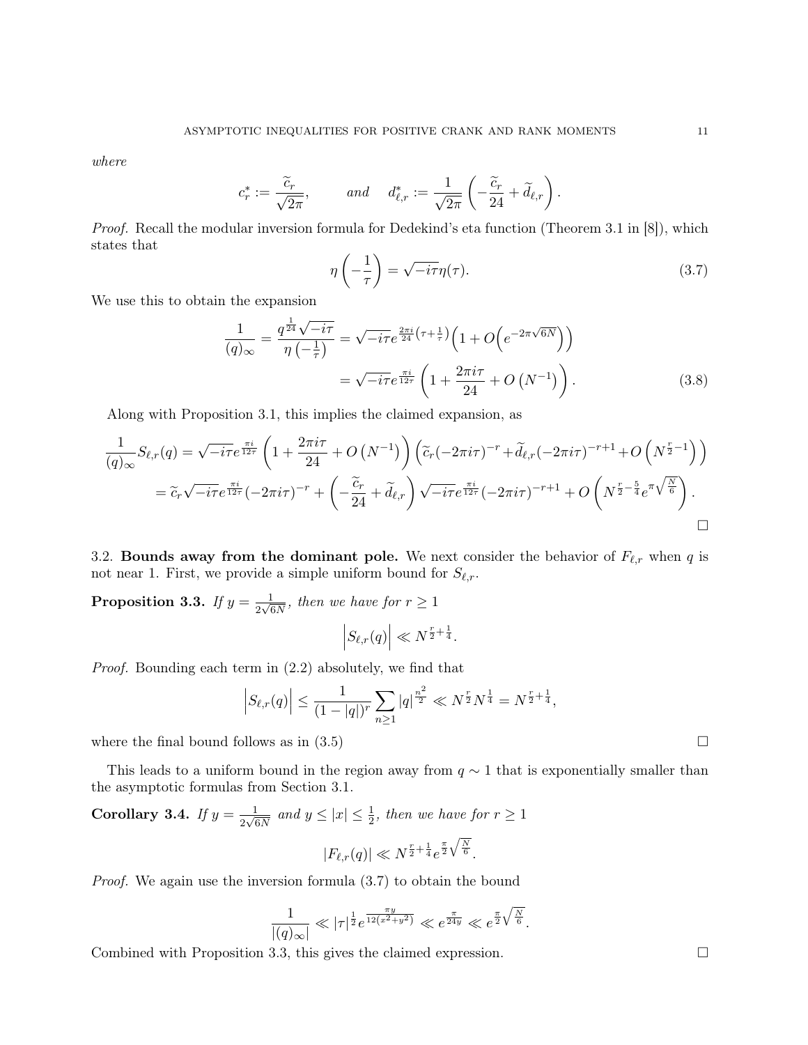*where*

$$c_r^* := \frac{\widetilde{c}_r}{\sqrt{2\pi}}, \qquad \textit{and} \quad d_{\ell,r}^* := \frac{1}{\sqrt{2\pi}}\left(-\frac{\widetilde{c}_r}{24} + \widetilde{d}_{\ell,r}\right).$$

*Proof.* Recall the modular inversion formula for Dedekind's eta function (Theorem 3.1 in [8]), which states that

$$\eta\left(-\frac{1}{\tau}\right) = \sqrt{-i\tau}\,\eta(\tau). \tag{3.7}$$

We use this to obtain the expansion

$$\begin{aligned}\frac{1}{(q)_\infty} = \frac{q^{\frac{1}{24}}\sqrt{-i\tau}}{\eta\left(-\frac{1}{\tau}\right)} &= \sqrt{-i\tau}e^{\frac{2\pi i}{24}\left(\tau+\frac{1}{\tau}\right)}\left(1+O\left(e^{-2\pi\sqrt{6N}}\right)\right) \\ &= \sqrt{-i\tau}e^{\frac{\pi i}{12\tau}}\left(1+\frac{2\pi i\tau}{24}+O\left(N^{-1}\right)\right).\end{aligned} \tag{3.8}$$

Along with Proposition 3.1, this implies the claimed expansion, as

$$\begin{aligned}\frac{1}{(q)_\infty}S_{\ell,r}(q) &= \sqrt{-i\tau}e^{\frac{\pi i}{12\tau}}\left(1+\frac{2\pi i\tau}{24}+O\left(N^{-1}\right)\right)\left(\widetilde{c}_r(-2\pi i\tau)^{-r}+\widetilde{d}_{\ell,r}(-2\pi i\tau)^{-r+1}+O\left(N^{\frac{r}{2}-1}\right)\right) \\ &= \widetilde{c}_r\sqrt{-i\tau}e^{\frac{\pi i}{12\tau}}(-2\pi i\tau)^{-r}+\left(-\frac{\widetilde{c}_r}{24}+\widetilde{d}_{\ell,r}\right)\sqrt{-i\tau}e^{\frac{\pi i}{12\tau}}(-2\pi i\tau)^{-r+1}+O\left(N^{\frac{r}{2}-\frac{5}{4}}e^{\pi\sqrt{\frac{N}{6}}}\right).\end{aligned}$$

□

3.2. **Bounds away from the dominant pole.** We next consider the behavior of $F_{\ell,r}$ when $q$ is not near 1. First, we provide a simple uniform bound for $S_{\ell,r}$.

**Proposition 3.3.** *If* $y = \frac{1}{2\sqrt{6N}}$*, then we have for* $r \geq 1$

$$\left|S_{\ell,r}(q)\right| \ll N^{\frac{r}{2}+\frac{1}{4}}.$$

*Proof.* Bounding each term in (2.2) absolutely, we find that

$$\left|S_{\ell,r}(q)\right| \leq \frac{1}{(1-|q|)^r}\sum_{n\geq 1}|q|^{\frac{n^2}{2}} \ll N^{\frac{r}{2}}N^{\frac{1}{4}} = N^{\frac{r}{2}+\frac{1}{4}},$$

where the final bound follows as in (3.5) □

This leads to a uniform bound in the region away from $q \sim 1$ that is exponentially smaller than the asymptotic formulas from Section 3.1.

**Corollary 3.4.** *If* $y = \frac{1}{2\sqrt{6N}}$ *and* $y \leq |x| \leq \frac{1}{2}$*, then we have for* $r \geq 1$

$$|F_{\ell,r}(q)| \ll N^{\frac{r}{2}+\frac{1}{4}}e^{\frac{\pi}{2}\sqrt{\frac{N}{6}}}.$$

*Proof.* We again use the inversion formula (3.7) to obtain the bound

$$\frac{1}{|(q)_\infty|} \ll |\tau|^{\frac{1}{2}}e^{\frac{\pi y}{12(x^2+y^2)}} \ll e^{\frac{\pi}{24y}} \ll e^{\frac{\pi}{2}\sqrt{\frac{N}{6}}}.$$

Combined with Proposition 3.3, this gives the claimed expression. □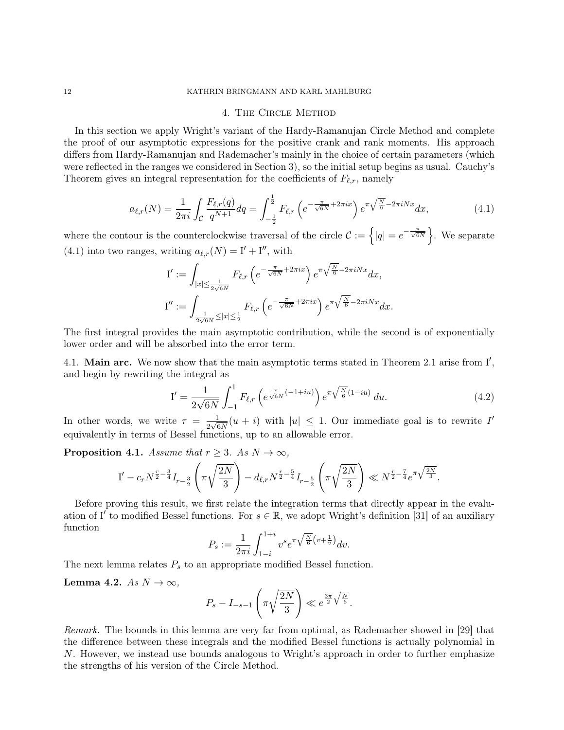## 4. The Circle Method

In this section we apply Wright's variant of the Hardy-Ramanujan Circle Method and complete the proof of our asymptotic expressions for the positive crank and rank moments. His approach differs from Hardy-Ramanujan and Rademacher's mainly in the choice of certain parameters (which were reflected in the ranges we considered in Section 3), so the initial setup begins as usual. Cauchy's Theorem gives an integral representation for the coefficients of $F_{\ell,r}$, namely

$$a_{\ell,r}(N) = \frac{1}{2\pi i}\int_{\mathcal{C}} \frac{F_{\ell,r}(q)}{q^{N+1}}dq = \int_{-\frac{1}{2}}^{\frac{1}{2}} F_{\ell,r}\left(e^{-\frac{\pi}{\sqrt{6N}}+2\pi i x}\right)e^{\pi\sqrt{\frac{N}{6}}-2\pi i N x}dx, \tag{4.1}$$

where the contour is the counterclockwise traversal of the circle $\mathcal{C} := \left\{|q| = e^{-\frac{\pi}{\sqrt{6N}}}\right\}$. We separate (4.1) into two ranges, writing $a_{\ell,r}(N) = \mathrm{I}' + \mathrm{I}''$, with

$$\mathrm{I}' := \int_{|x|\leq \frac{1}{2\sqrt{6N}}} F_{\ell,r}\left(e^{-\frac{\pi}{\sqrt{6N}}+2\pi i x}\right)e^{\pi\sqrt{\frac{N}{6}}-2\pi i N x}dx,$$

$$\mathrm{I}'' := \int_{\frac{1}{2\sqrt{6N}}\leq|x|\leq \frac{1}{2}} F_{\ell,r}\left(e^{-\frac{\pi}{\sqrt{6N}}+2\pi i x}\right)e^{\pi\sqrt{\frac{N}{6}}-2\pi i N x}dx.$$

The first integral provides the main asymptotic contribution, while the second is of exponentially lower order and will be absorbed into the error term.

4.1. **Main arc.** We now show that the main asymptotic terms stated in Theorem 2.1 arise from $\mathrm{I}'$, and begin by rewriting the integral as

$$\mathrm{I}' = \frac{1}{2\sqrt{6N}}\int_{-1}^{1} F_{\ell,r}\left(e^{\frac{\pi}{\sqrt{6N}}(-1+iu)}\right)e^{\pi\sqrt{\frac{N}{6}}(1-iu)}\,du. \tag{4.2}$$

In other words, we write $\tau = \frac{1}{2\sqrt{6N}}(u+i)$ with $|u|\leq 1$. Our immediate goal is to rewrite $I'$ equivalently in terms of Bessel functions, up to an allowable error.

**Proposition 4.1.** *Assume that $r\geq 3$. As $N\to\infty$,*

$$\mathrm{I}' - c_r N^{\frac{r}{2}-\frac{3}{4}} I_{r-\frac{3}{2}}\left(\pi\sqrt{\frac{2N}{3}}\right) - d_{\ell,r}N^{\frac{r}{2}-\frac{5}{4}} I_{r-\frac{5}{2}}\left(\pi\sqrt{\frac{2N}{3}}\right) \ll N^{\frac{r}{2}-\frac{7}{4}}e^{\pi\sqrt{\frac{2N}{3}}}.$$

Before proving this result, we first relate the integration terms that directly appear in the evaluation of $\mathrm{I}'$ to modified Bessel functions. For $s\in\mathbb{R}$, we adopt Wright's definition [31] of an auxiliary function

$$P_s := \frac{1}{2\pi i}\int_{1-i}^{1+i} v^s e^{\pi\sqrt{\frac{N}{6}}\left(v+\frac{1}{v}\right)}dv.$$

The next lemma relates $P_s$ to an appropriate modified Bessel function.

**Lemma 4.2.** *As $N\to\infty$,*

$$P_s - I_{-s-1}\left(\pi\sqrt{\frac{2N}{3}}\right) \ll e^{\frac{3\pi}{2}\sqrt{\frac{N}{6}}}.$$

*Remark.* The bounds in this lemma are very far from optimal, as Rademacher showed in [29] that the difference between these integrals and the modified Bessel functions is actually polynomial in $N$. However, we instead use bounds analogous to Wright's approach in order to further emphasize the strengths of his version of the Circle Method.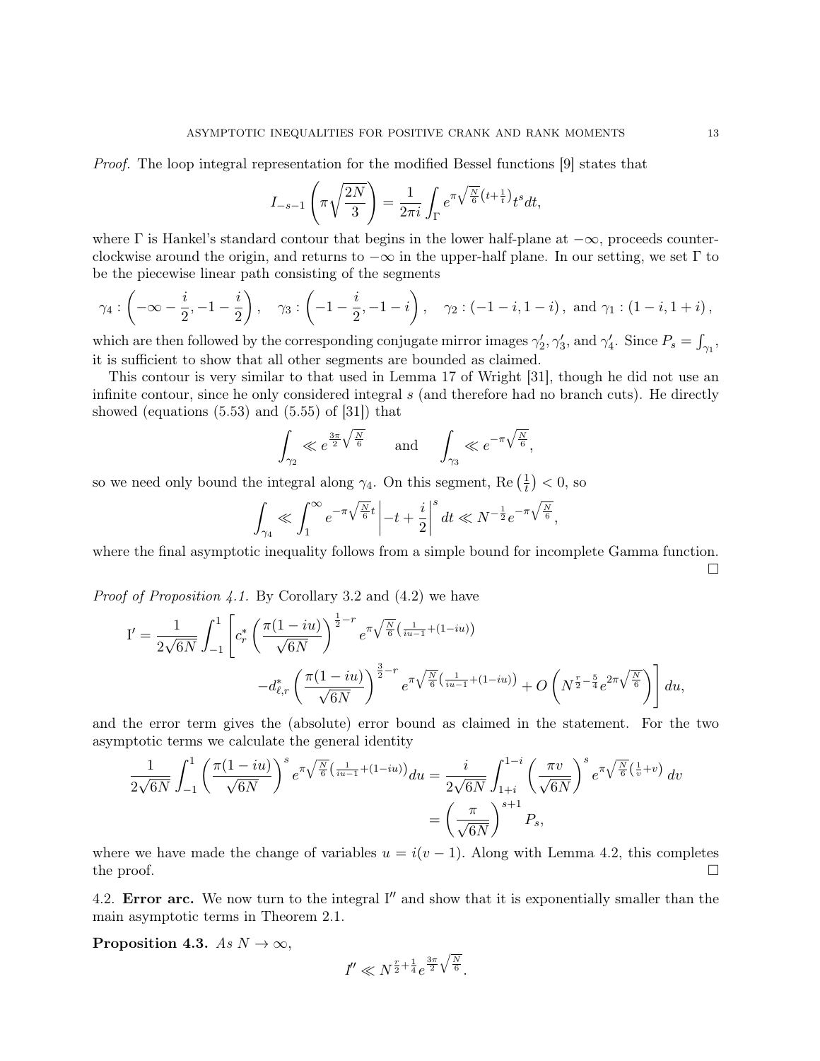*Proof.* The loop integral representation for the modified Bessel functions [9] states that

$$I_{-s-1}\left(\pi\sqrt{\frac{2N}{3}}\right) = \frac{1}{2\pi i}\int_{\Gamma} e^{\pi\sqrt{\frac{N}{6}}\left(t+\frac{1}{t}\right)} t^{s} dt,$$

where $\Gamma$ is Hankel's standard contour that begins in the lower half-plane at $-\infty$, proceeds counter-clockwise around the origin, and returns to $-\infty$ in the upper-half plane. In our setting, we set $\Gamma$ to be the piecewise linear path consisting of the segments

$$\gamma_4 : \left(-\infty - \frac{i}{2}, -1 - \frac{i}{2}\right), \quad \gamma_3 : \left(-1 - \frac{i}{2}, -1 - i\right), \quad \gamma_2 : (-1-i, 1-i)\,, \text{ and } \gamma_1 : (1-i, 1+i)\,,$$

which are then followed by the corresponding conjugate mirror images $\gamma_2', \gamma_3'$, and $\gamma_4'$. Since $P_s = \int_{\gamma_1}$, it is sufficient to show that all other segments are bounded as claimed.

This contour is very similar to that used in Lemma 17 of Wright [31], though he did not use an infinite contour, since he only considered integral $s$ (and therefore had no branch cuts). He directly showed (equations (5.53) and (5.55) of [31]) that

$$\int_{\gamma_2} \ll e^{\frac{3\pi}{2}\sqrt{\frac{N}{6}}} \qquad \text{and} \qquad \int_{\gamma_3} \ll e^{-\pi\sqrt{\frac{N}{6}}},$$

so we need only bound the integral along $\gamma_4$. On this segment, $\mathrm{Re}\left(\frac{1}{t}\right) < 0$, so

$$\int_{\gamma_4} \ll \int_1^{\infty} e^{-\pi\sqrt{\frac{N}{6}}t}\left|-t+\frac{i}{2}\right|^{s} dt \ll N^{-\frac{1}{2}} e^{-\pi\sqrt{\frac{N}{6}}},$$

where the final asymptotic inequality follows from a simple bound for incomplete Gamma function. $\square$

*Proof of Proposition 4.1.* By Corollary 3.2 and (4.2) we have

$$\mathrm{I}' = \frac{1}{2\sqrt{6N}}\int_{-1}^{1}\left[c_r^*\left(\frac{\pi(1-iu)}{\sqrt{6N}}\right)^{\frac{1}{2}-r} e^{\pi\sqrt{\frac{N}{6}}\left(\frac{1}{iu-1}+(1-iu)\right)} \right.$$
$$\left. - d_{\ell,r}^*\left(\frac{\pi(1-iu)}{\sqrt{6N}}\right)^{\frac{3}{2}-r} e^{\pi\sqrt{\frac{N}{6}}\left(\frac{1}{iu-1}+(1-iu)\right)} + O\left(N^{\frac{r}{2}-\frac{5}{4}} e^{2\pi\sqrt{\frac{N}{6}}}\right)\right] du,$$

and the error term gives the (absolute) error bound as claimed in the statement. For the two asymptotic terms we calculate the general identity

$$\frac{1}{2\sqrt{6N}}\int_{-1}^{1}\left(\frac{\pi(1-iu)}{\sqrt{6N}}\right)^{s} e^{\pi\sqrt{\frac{N}{6}}\left(\frac{1}{iu-1}+(1-iu)\right)} du = \frac{i}{2\sqrt{6N}}\int_{1+i}^{1-i}\left(\frac{\pi v}{\sqrt{6N}}\right)^{s} e^{\pi\sqrt{\frac{N}{6}}\left(\frac{1}{v}+v\right)} dv$$
$$= \left(\frac{\pi}{\sqrt{6N}}\right)^{s+1} P_s,$$

where we have made the change of variables $u = i(v-1)$. Along with Lemma 4.2, this completes the proof. $\square$

## 4.2. Error arc.

We now turn to the integral $\mathrm{I}''$ and show that it is exponentially smaller than the main asymptotic terms in Theorem 2.1.

**Proposition 4.3.** *As $N \to \infty$,*

$$I'' \ll N^{\frac{r}{2}+\frac{1}{4}} e^{\frac{3\pi}{2}\sqrt{\frac{N}{6}}}.$$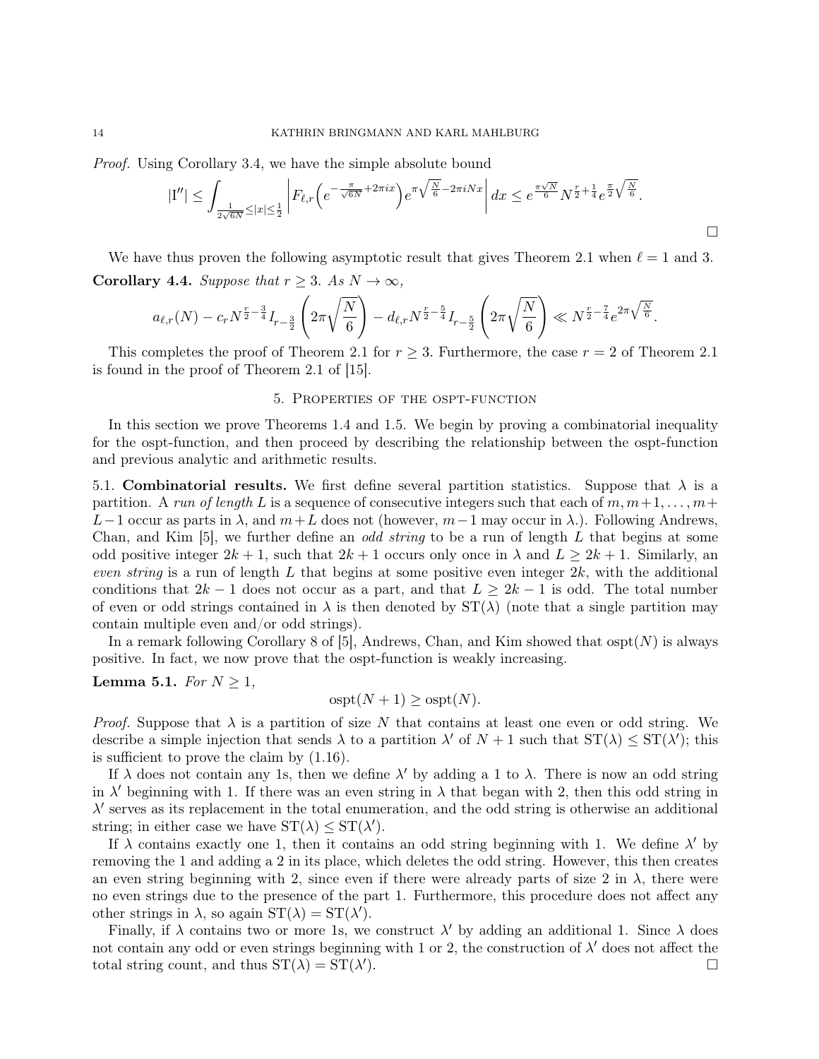*Proof.* Using Corollary 3.4, we have the simple absolute bound

$$|\mathrm{I}''| \leq \int_{\frac{1}{2\sqrt{6N}} \leq |x| \leq \frac{1}{2}} \left| F_{\ell,r}\left(e^{-\frac{\pi}{\sqrt{6N}}+2\pi ix}\right) e^{\pi\sqrt{\frac{N}{6}}-2\pi iNx} \right| dx \leq e^{\frac{\pi\sqrt{N}}{6}} N^{\frac{r}{2}+\frac{1}{4}} e^{\frac{\pi}{2}\sqrt{\frac{N}{6}}}.$$

$\square$

We have thus proven the following asymptotic result that gives Theorem 2.1 when $\ell = 1$ and 3.

**Corollary 4.4.** *Suppose that $r \geq 3$. As $N \to \infty$,*

$$a_{\ell,r}(N) - c_r N^{\frac{r}{2}-\frac{3}{4}} I_{r-\frac{3}{2}}\left(2\pi\sqrt{\frac{N}{6}}\right) - d_{\ell,r} N^{\frac{r}{2}-\frac{5}{4}} I_{r-\frac{5}{2}}\left(2\pi\sqrt{\frac{N}{6}}\right) \ll N^{\frac{r}{2}-\frac{7}{4}} e^{2\pi\sqrt{\frac{N}{6}}}.$$

This completes the proof of Theorem 2.1 for $r \geq 3$. Furthermore, the case $r = 2$ of Theorem 2.1 is found in the proof of Theorem 2.1 of [15].

## 5. Properties of the ospt-function

In this section we prove Theorems 1.4 and 1.5. We begin by proving a combinatorial inequality for the ospt-function, and then proceed by describing the relationship between the ospt-function and previous analytic and arithmetic results.

### 5.1. Combinatorial results.

We first define several partition statistics. Suppose that $\lambda$ is a partition. A *run of length* $L$ is a sequence of consecutive integers such that each of $m, m+1, \ldots, m+L-1$ occur as parts in $\lambda$, and $m+L$ does not (however, $m-1$ may occur in $\lambda$.). Following Andrews, Chan, and Kim [5], we further define an *odd string* to be a run of length $L$ that begins at some odd positive integer $2k+1$, such that $2k+1$ occurs only once in $\lambda$ and $L \geq 2k+1$. Similarly, an *even string* is a run of length $L$ that begins at some positive even integer $2k$, with the additional conditions that $2k-1$ does not occur as a part, and that $L \geq 2k-1$ is odd. The total number of even or odd strings contained in $\lambda$ is then denoted by $\mathrm{ST}(\lambda)$ (note that a single partition may contain multiple even and/or odd strings).

In a remark following Corollary 8 of [5], Andrews, Chan, and Kim showed that $\mathrm{ospt}(N)$ is always positive. In fact, we now prove that the ospt-function is weakly increasing.

**Lemma 5.1.** *For $N \geq 1$,*

$$\mathrm{ospt}(N+1) \geq \mathrm{ospt}(N).$$

*Proof.* Suppose that $\lambda$ is a partition of size $N$ that contains at least one even or odd string. We describe a simple injection that sends $\lambda$ to a partition $\lambda'$ of $N+1$ such that $\mathrm{ST}(\lambda) \leq \mathrm{ST}(\lambda')$; this is sufficient to prove the claim by (1.16).

If $\lambda$ does not contain any 1s, then we define $\lambda'$ by adding a 1 to $\lambda$. There is now an odd string in $\lambda'$ beginning with 1. If there was an even string in $\lambda$ that began with 2, then this odd string in $\lambda'$ serves as its replacement in the total enumeration, and the odd string is otherwise an additional string; in either case we have $\mathrm{ST}(\lambda) \leq \mathrm{ST}(\lambda')$.

If $\lambda$ contains exactly one 1, then it contains an odd string beginning with 1. We define $\lambda'$ by removing the 1 and adding a 2 in its place, which deletes the odd string. However, this then creates an even string beginning with 2, since even if there were already parts of size 2 in $\lambda$, there were no even strings due to the presence of the part 1. Furthermore, this procedure does not affect any other strings in $\lambda$, so again $\mathrm{ST}(\lambda) = \mathrm{ST}(\lambda')$.

Finally, if $\lambda$ contains two or more 1s, we construct $\lambda'$ by adding an additional 1. Since $\lambda$ does not contain any odd or even strings beginning with 1 or 2, the construction of $\lambda'$ does not affect the total string count, and thus $\mathrm{ST}(\lambda) = \mathrm{ST}(\lambda')$. $\square$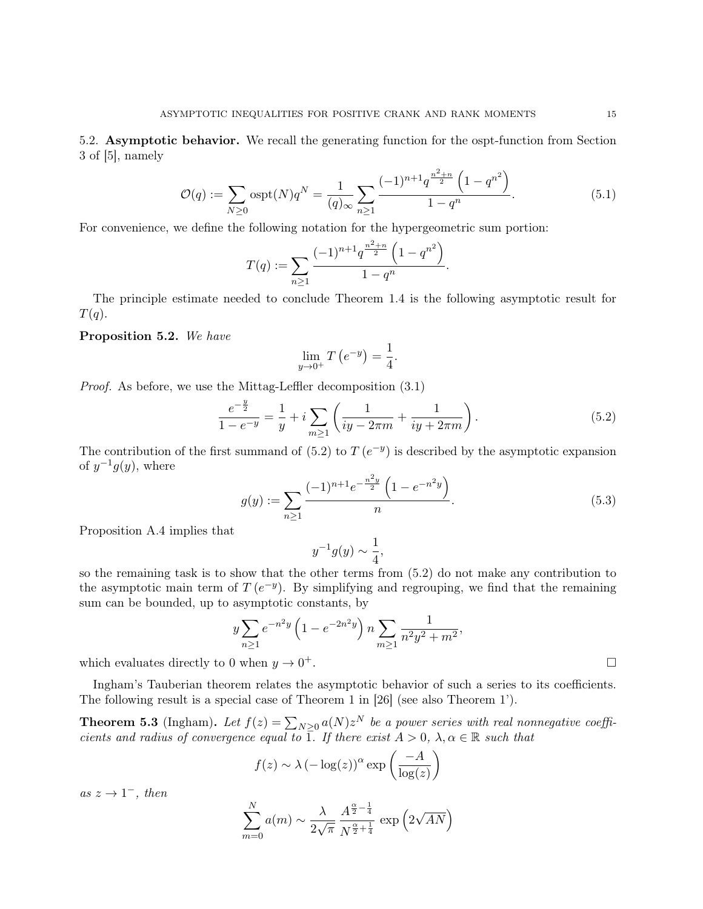5.2. **Asymptotic behavior.** We recall the generating function for the ospt-function from Section 3 of [5], namely

$$\mathcal{O}(q) := \sum_{N\geq 0} \text{ospt}(N) q^N = \frac{1}{(q)_\infty} \sum_{n\geq 1} \frac{(-1)^{n+1} q^{\frac{n^2+n}{2}} \left(1-q^{n^2}\right)}{1-q^n}. \tag{5.1}$$

For convenience, we define the following notation for the hypergeometric sum portion:

$$T(q) := \sum_{n\geq 1} \frac{(-1)^{n+1} q^{\frac{n^2+n}{2}} \left(1-q^{n^2}\right)}{1-q^n}.$$

The principle estimate needed to conclude Theorem 1.4 is the following asymptotic result for $T(q)$.

**Proposition 5.2.** *We have*

$$\lim_{y\to 0^+} T\left(e^{-y}\right) = \frac{1}{4}.$$

*Proof.* As before, we use the Mittag-Leffler decomposition (3.1)

$$\frac{e^{-\frac{y}{2}}}{1-e^{-y}} = \frac{1}{y} + i \sum_{m\geq 1} \left( \frac{1}{iy - 2\pi m} + \frac{1}{iy + 2\pi m} \right). \tag{5.2}$$

The contribution of the first summand of (5.2) to $T\left(e^{-y}\right)$ is described by the asymptotic expansion of $y^{-1}g(y)$, where

$$g(y) := \sum_{n\geq 1} \frac{(-1)^{n+1} e^{-\frac{n^2 y}{2}} \left(1-e^{-n^2 y}\right)}{n}. \tag{5.3}$$

Proposition A.4 implies that

$$y^{-1} g(y) \sim \frac{1}{4},$$

so the remaining task is to show that the other terms from (5.2) do not make any contribution to the asymptotic main term of $T\left(e^{-y}\right)$. By simplifying and regrouping, we find that the remaining sum can be bounded, up to asymptotic constants, by

$$y \sum_{n\geq 1} e^{-n^2 y} \left(1 - e^{-2n^2 y}\right) n \sum_{m\geq 1} \frac{1}{n^2 y^2 + m^2},$$

which evaluates directly to 0 when $y \to 0^+$. $\square$

Ingham's Tauberian theorem relates the asymptotic behavior of such a series to its coefficients. The following result is a special case of Theorem 1 in [26] (see also Theorem 1').

**Theorem 5.3** (Ingham). *Let $f(z) = \sum_{N\geq 0} a(N) z^N$ be a power series with real nonnegative coefficients and radius of convergence equal to 1. If there exist $A > 0$, $\lambda, \alpha \in \mathbb{R}$ such that*

$$f(z) \sim \lambda \left(-\log(z)\right)^\alpha \exp\left(\frac{-A}{\log(z)}\right)$$

*as $z \to 1^-$, then*

$$\sum_{m=0}^{N} a(m) \sim \frac{\lambda}{2\sqrt{\pi}} \frac{A^{\frac{\alpha}{2}-\frac{1}{4}}}{N^{\frac{\alpha}{2}+\frac{1}{4}}} \exp\left(2\sqrt{AN}\right)$$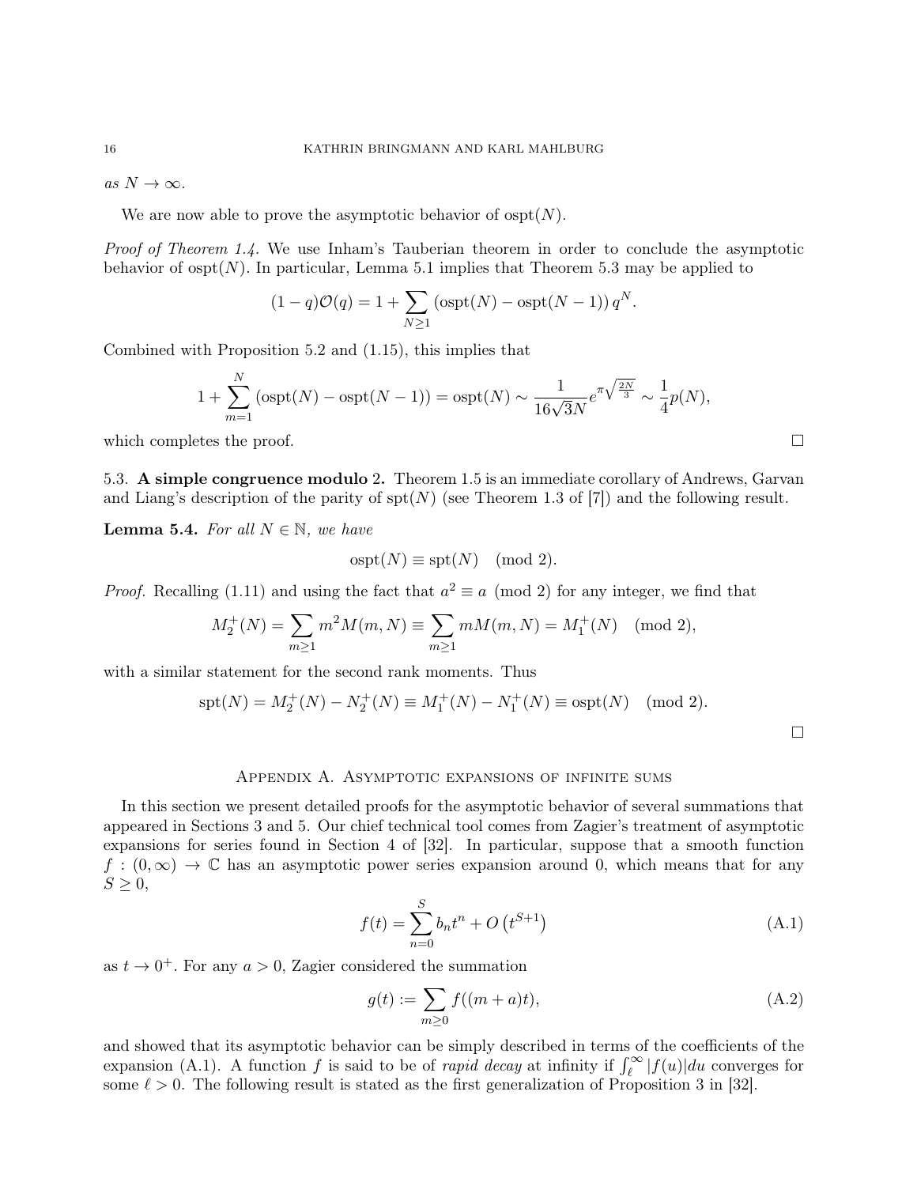*as* $N \to \infty$.

We are now able to prove the asymptotic behavior of $\mathrm{ospt}(N)$.

*Proof of Theorem 1.4.* We use Inham's Tauberian theorem in order to conclude the asymptotic behavior of $\mathrm{ospt}(N)$. In particular, Lemma 5.1 implies that Theorem 5.3 may be applied to

$$(1-q)\mathcal{O}(q) = 1 + \sum_{N\geq 1} \left(\mathrm{ospt}(N) - \mathrm{ospt}(N-1)\right) q^N.$$

Combined with Proposition 5.2 and (1.15), this implies that

$$1 + \sum_{m=1}^{N} \left(\mathrm{ospt}(N) - \mathrm{ospt}(N-1)\right) = \mathrm{ospt}(N) \sim \frac{1}{16\sqrt{3}N} e^{\pi\sqrt{\frac{2N}{3}}} \sim \frac{1}{4} p(N),$$

which completes the proof. $\square$

5.3. **A simple congruence modulo 2.** Theorem 1.5 is an immediate corollary of Andrews, Garvan and Liang's description of the parity of $\mathrm{spt}(N)$ (see Theorem 1.3 of [7]) and the following result.

**Lemma 5.4.** *For all* $N \in \mathbb{N}$*, we have*

$$\mathrm{ospt}(N) \equiv \mathrm{spt}(N) \pmod{2}.$$

*Proof.* Recalling (1.11) and using the fact that $a^2 \equiv a \pmod{2}$ for any integer, we find that

$$M_2^+(N) = \sum_{m\geq 1} m^2 M(m,N) \equiv \sum_{m \geq 1} m M(m,N) = M_1^+(N) \pmod{2},$$

with a similar statement for the second rank moments. Thus

$$\mathrm{spt}(N) = M_2^+(N) - N_2^+(N) \equiv M_1^+(N) - N_1^+(N) \equiv \mathrm{ospt}(N) \pmod{2}.$$

$\square$

## Appendix A. Asymptotic expansions of infinite sums

In this section we present detailed proofs for the asymptotic behavior of several summations that appeared in Sections 3 and 5. Our chief technical tool comes from Zagier's treatment of asymptotic expansions for series found in Section 4 of [32]. In particular, suppose that a smooth function $f : (0,\infty) \to \mathbb{C}$ has an asymptotic power series expansion around 0, which means that for any $S \geq 0$,

$$f(t) = \sum_{n=0}^{S} b_n t^n + O\left(t^{S+1}\right) \tag{A.1}$$

as $t \to 0^+$. For any $a > 0$, Zagier considered the summation

$$g(t) := \sum_{m\geq 0} f((m+a)t), \tag{A.2}$$

and showed that its asymptotic behavior can be simply described in terms of the coefficients of the expansion (A.1). A function $f$ is said to be of *rapid decay* at infinity if $\int_\ell^\infty |f(u)| du$ converges for some $\ell > 0$. The following result is stated as the first generalization of Proposition 3 in [32].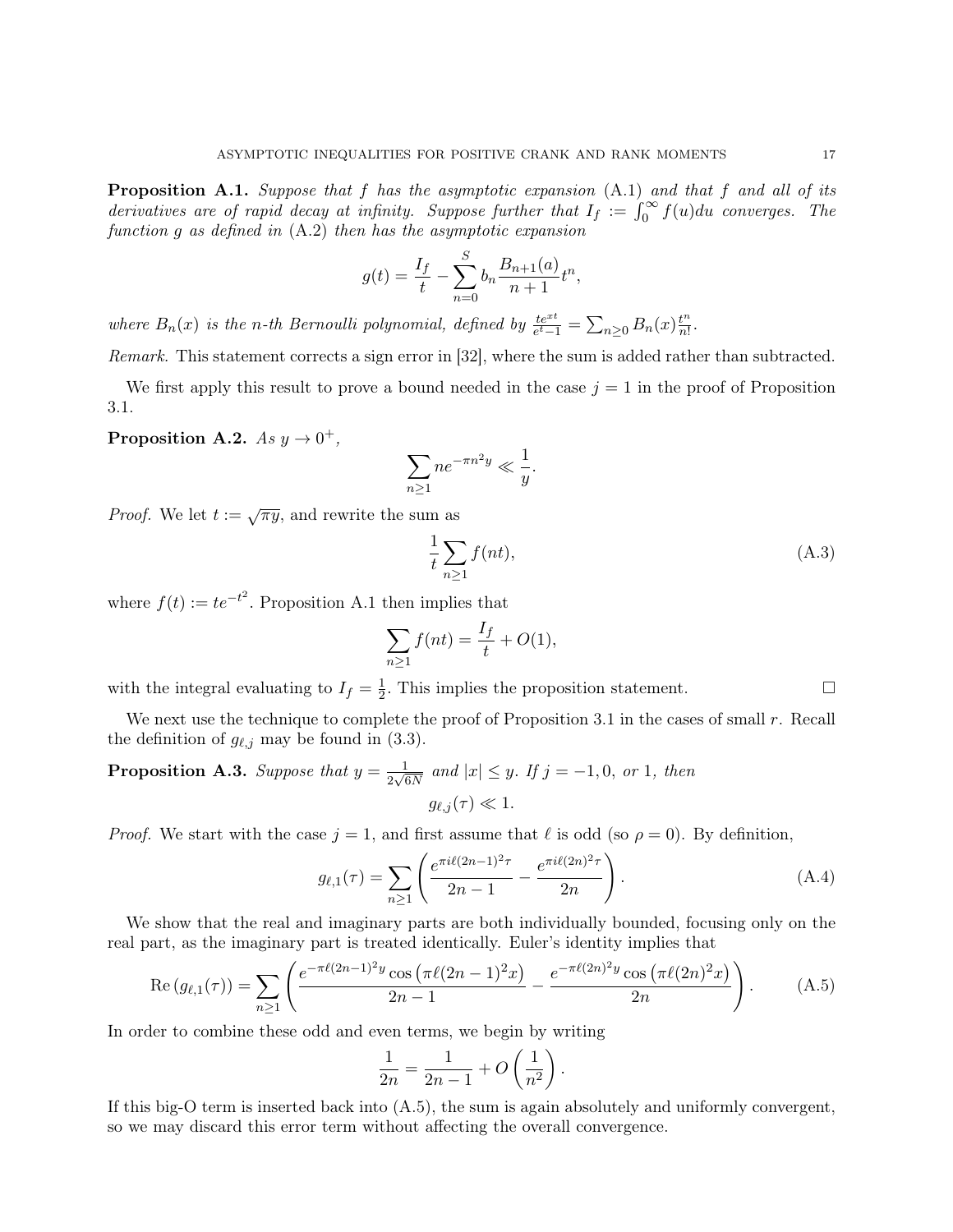**Proposition A.1.** *Suppose that $f$ has the asymptotic expansion* (A.1) *and that $f$ and all of its derivatives are of rapid decay at infinity. Suppose further that $I_f := \int_0^\infty f(u)du$ converges. The function $g$ as defined in* (A.2) *then has the asymptotic expansion*

$$g(t) = \frac{I_f}{t} - \sum_{n=0}^{S} b_n \frac{B_{n+1}(a)}{n+1} t^n,$$

*where $B_n(x)$ is the $n$-th Bernoulli polynomial, defined by $\frac{te^{xt}}{e^t - 1} = \sum_{n \geq 0} B_n(x) \frac{t^n}{n!}$.*

*Remark.* This statement corrects a sign error in [32], where the sum is added rather than subtracted.

We first apply this result to prove a bound needed in the case $j = 1$ in the proof of Proposition 3.1.

**Proposition A.2.** *As $y \to 0^+$,*

$$\sum_{n \geq 1} n e^{-\pi n^2 y} \ll \frac{1}{y}.$$

*Proof.* We let $t := \sqrt{\pi y}$, and rewrite the sum as

$$\frac{1}{t} \sum_{n \geq 1} f(nt), \tag{A.3}$$

where $f(t) := te^{-t^2}$. Proposition A.1 then implies that

$$\sum_{n \geq 1} f(nt) = \frac{I_f}{t} + O(1),$$

with the integral evaluating to $I_f = \frac{1}{2}$. This implies the proposition statement. $\square$

We next use the technique to complete the proof of Proposition 3.1 in the cases of small $r$. Recall the definition of $g_{\ell,j}$ may be found in (3.3).

**Proposition A.3.** *Suppose that $y = \frac{1}{2\sqrt{6N}}$ and $|x| \leq y$. If $j = -1, 0,$ or $1$, then*

$$g_{\ell,j}(\tau) \ll 1.$$

*Proof.* We start with the case $j = 1$, and first assume that $\ell$ is odd (so $\rho = 0$). By definition,

$$g_{\ell,1}(\tau) = \sum_{n \geq 1} \left( \frac{e^{\pi i \ell (2n-1)^2 \tau}}{2n-1} - \frac{e^{\pi i \ell (2n)^2 \tau}}{2n} \right). \tag{A.4}$$

We show that the real and imaginary parts are both individually bounded, focusing only on the real part, as the imaginary part is treated identically. Euler's identity implies that

$$\operatorname{Re}\left(g_{\ell,1}(\tau)\right) = \sum_{n \geq 1} \left( \frac{e^{-\pi \ell (2n-1)^2 y} \cos\left(\pi \ell (2n-1)^2 x\right)}{2n-1} - \frac{e^{-\pi \ell (2n)^2 y} \cos\left(\pi \ell (2n)^2 x\right)}{2n} \right). \tag{A.5}$$

In order to combine these odd and even terms, we begin by writing

$$\frac{1}{2n} = \frac{1}{2n-1} + O\left(\frac{1}{n^2}\right).$$

If this big-O term is inserted back into (A.5), the sum is again absolutely and uniformly convergent, so we may discard this error term without affecting the overall convergence.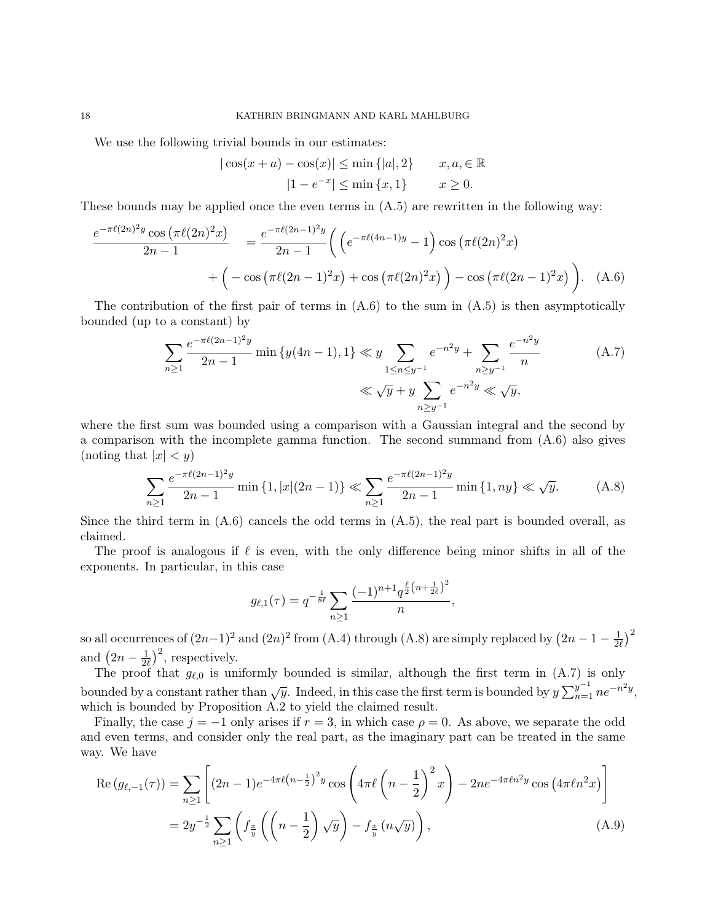We use the following trivial bounds in our estimates:

$$|\cos(x+a) - \cos(x)| \leq \min\{|a|, 2\} \qquad x, a, \in \mathbb{R}$$
$$|1 - e^{-x}| \leq \min\{x, 1\} \qquad x \geq 0.$$

These bounds may be applied once the even terms in (A.5) are rewritten in the following way:

$$\frac{e^{-\pi\ell(2n)^2 y}\cos\left(\pi\ell(2n)^2 x\right)}{2n-1} = \frac{e^{-\pi\ell(2n-1)^2 y}}{2n-1}\Bigg(\left(e^{-\pi\ell(4n-1)y} - 1\right)\cos\left(\pi\ell(2n)^2 x\right)$$
$$+ \left(-\cos\left(\pi\ell(2n-1)^2 x\right) + \cos\left(\pi\ell(2n)^2 x\right)\right) - \cos\left(\pi\ell(2n-1)^2 x\right)\Bigg). \quad \text{(A.6)}$$

The contribution of the first pair of terms in (A.6) to the sum in (A.5) is then asymptotically bounded (up to a constant) by

$$\sum_{n\geq 1} \frac{e^{-\pi\ell(2n-1)^2 y}}{2n-1}\min\{y(4n-1), 1\} \ll y\sum_{1\leq n\leq y^{-1}} e^{-n^2 y} + \sum_{n\geq y^{-1}}\frac{e^{-n^2 y}}{n} \qquad \text{(A.7)}$$
$$\ll \sqrt{y} + y\sum_{n\geq y^{-1}} e^{-n^2 y} \ll \sqrt{y},$$

where the first sum was bounded using a comparison with a Gaussian integral and the second by a comparison with the incomplete gamma function. The second summand from (A.6) also gives (noting that $|x| < y$)

$$\sum_{n\geq 1}\frac{e^{-\pi\ell(2n-1)^2 y}}{2n-1}\min\{1, |x|(2n-1)\} \ll \sum_{n\geq 1}\frac{e^{-\pi\ell(2n-1)^2 y}}{2n-1}\min\{1, ny\} \ll \sqrt{y}. \qquad \text{(A.8)}$$

Since the third term in (A.6) cancels the odd terms in (A.5), the real part is bounded overall, as claimed.

The proof is analogous if $\ell$ is even, with the only difference being minor shifts in all of the exponents. In particular, in this case

$$g_{\ell,1}(\tau) = q^{-\frac{1}{8\ell}}\sum_{n\geq 1}\frac{(-1)^{n+1} q^{\frac{\ell}{2}\left(n+\frac{1}{2\ell}\right)^2}}{n},$$

so all occurrences of $(2n-1)^2$ and $(2n)^2$ from (A.4) through (A.8) are simply replaced by $\left(2n-1-\frac{1}{2\ell}\right)^2$ and $\left(2n-\frac{1}{2\ell}\right)^2$, respectively.

The proof that $g_{\ell,0}$ is uniformly bounded is similar, although the first term in (A.7) is only bounded by a constant rather than $\sqrt{y}$. Indeed, in this case the first term is bounded by $y\sum_{n=1}^{y^{-1}} ne^{-n^2 y}$, which is bounded by Proposition A.2 to yield the claimed result.

Finally, the case $j = -1$ only arises if $r = 3$, in which case $\rho = 0$. As above, we separate the odd and even terms, and consider only the real part, as the imaginary part can be treated in the same way. We have

$$\mathrm{Re}\left(g_{\ell,-1}(\tau)\right) = \sum_{n\geq 1}\left[(2n-1)e^{-4\pi\ell\left(n-\frac{1}{2}\right)^2 y}\cos\left(4\pi\ell\left(n-\frac{1}{2}\right)^2 x\right) - 2ne^{-4\pi\ell n^2 y}\cos\left(4\pi\ell n^2 x\right)\right]$$
$$= 2y^{-\frac{1}{2}}\sum_{n\geq 1}\left(f_{\frac{x}{y}}\left(\left(n-\frac{1}{2}\right)\sqrt{y}\right) - f_{\frac{x}{y}}\left(n\sqrt{y}\right)\right), \qquad \text{(A.9)}$$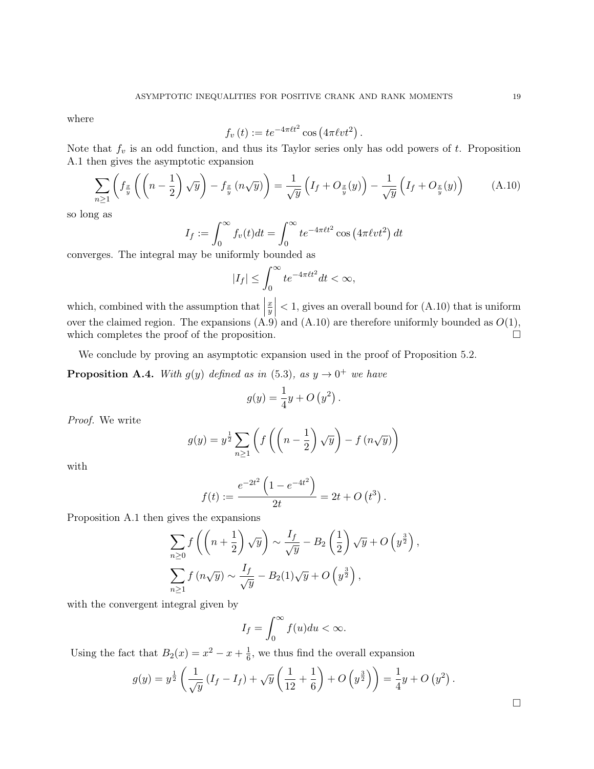where

$$f_v(t) := te^{-4\pi\ell t^2} \cos\left(4\pi\ell v t^2\right).$$

Note that $f_v$ is an odd function, and thus its Taylor series only has odd powers of $t$. Proposition A.1 then gives the asymptotic expansion

$$\sum_{n\geq 1} \left( f_{\frac{x}{y}}\left(\left(n-\frac{1}{2}\right)\sqrt{y}\right) - f_{\frac{x}{y}}\left(n\sqrt{y}\right)\right) = \frac{1}{\sqrt{y}}\left(I_f + O_{\frac{x}{y}}(y)\right) - \frac{1}{\sqrt{y}}\left(I_f + O_{\frac{x}{y}}(y)\right) \tag{A.10}$$

so long as

$$I_f := \int_0^\infty f_v(t)dt = \int_0^\infty te^{-4\pi\ell t^2}\cos\left(4\pi\ell v t^2\right)dt$$

converges. The integral may be uniformly bounded as

$$|I_f| \leq \int_0^\infty te^{-4\pi\ell t^2}dt < \infty,$$

which, combined with the assumption that $\left|\frac{x}{y}\right| < 1$, gives an overall bound for (A.10) that is uniform over the claimed region. The expansions (A.9) and (A.10) are therefore uniformly bounded as $O(1)$, which completes the proof of the proposition. $\square$

We conclude by proving an asymptotic expansion used in the proof of Proposition 5.2.

**Proposition A.4.** *With $g(y)$ defined as in (5.3), as $y \to 0^+$ we have*

$$g(y) = \frac{1}{4}y + O\left(y^2\right).$$

*Proof.* We write

$$g(y) = y^{\frac{1}{2}} \sum_{n\geq 1}\left(f\left(\left(n-\frac{1}{2}\right)\sqrt{y}\right) - f\left(n\sqrt{y}\right)\right)$$

with

$$f(t) := \frac{e^{-2t^2}\left(1-e^{-4t^2}\right)}{2t} = 2t + O\left(t^3\right).$$

Proposition A.1 then gives the expansions

$$\sum_{n\geq 0} f\left(\left(n+\frac{1}{2}\right)\sqrt{y}\right) \sim \frac{I_f}{\sqrt{y}} - B_2\left(\frac{1}{2}\right)\sqrt{y} + O\left(y^{\frac{3}{2}}\right),$$

$$\sum_{n\geq 1} f\left(n\sqrt{y}\right) \sim \frac{I_f}{\sqrt{y}} - B_2(1)\sqrt{y} + O\left(y^{\frac{3}{2}}\right),$$

with the convergent integral given by

$$I_f = \int_0^\infty f(u)du < \infty.$$

Using the fact that $B_2(x) = x^2 - x + \frac{1}{6}$, we thus find the overall expansion

$$g(y) = y^{\frac{1}{2}}\left(\frac{1}{\sqrt{y}}\left(I_f - I_f\right) + \sqrt{y}\left(\frac{1}{12}+\frac{1}{6}\right) + O\left(y^{\frac{3}{2}}\right)\right) = \frac{1}{4}y + O\left(y^2\right).$$

$\square$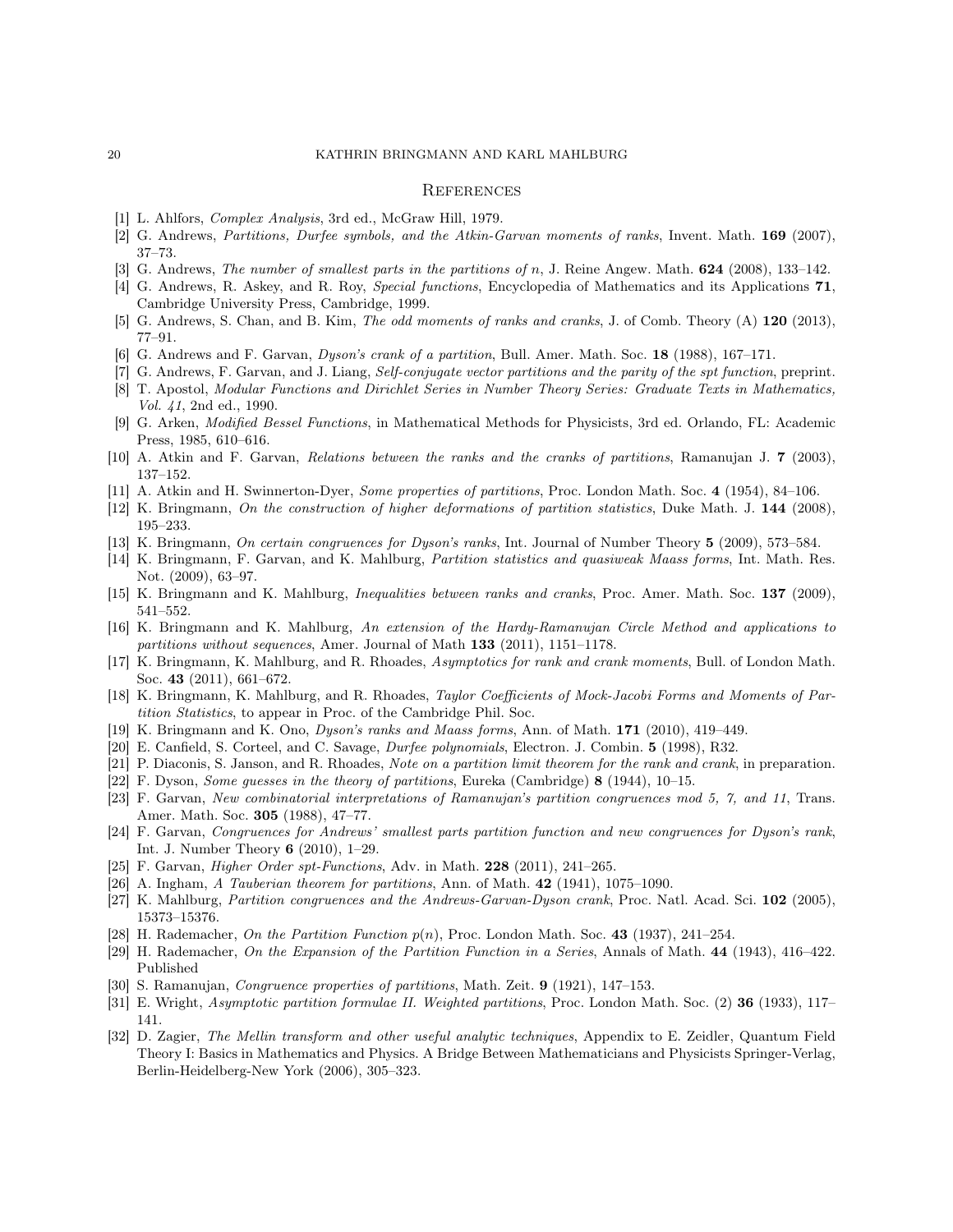# References

[1] L. Ahlfors, *Complex Analysis*, 3rd ed., McGraw Hill, 1979.

[2] G. Andrews, *Partitions, Durfee symbols, and the Atkin-Garvan moments of ranks*, Invent. Math. **169** (2007), 37–73.

[3] G. Andrews, *The number of smallest parts in the partitions of* $n$, J. Reine Angew. Math. **624** (2008), 133–142.

[4] G. Andrews, R. Askey, and R. Roy, *Special functions*, Encyclopedia of Mathematics and its Applications **71**, Cambridge University Press, Cambridge, 1999.

[5] G. Andrews, S. Chan, and B. Kim, *The odd moments of ranks and cranks*, J. of Comb. Theory (A) **120** (2013), 77–91.

[6] G. Andrews and F. Garvan, *Dyson's crank of a partition*, Bull. Amer. Math. Soc. **18** (1988), 167–171.

[7] G. Andrews, F. Garvan, and J. Liang, *Self-conjugate vector partitions and the parity of the spt function*, preprint.

[8] T. Apostol, *Modular Functions and Dirichlet Series in Number Theory Series: Graduate Texts in Mathematics, Vol. 41*, 2nd ed., 1990.

[9] G. Arken, *Modified Bessel Functions*, in Mathematical Methods for Physicists, 3rd ed. Orlando, FL: Academic Press, 1985, 610–616.

[10] A. Atkin and F. Garvan, *Relations between the ranks and the cranks of partitions*, Ramanujan J. **7** (2003), 137–152.

[11] A. Atkin and H. Swinnerton-Dyer, *Some properties of partitions*, Proc. London Math. Soc. **4** (1954), 84–106.

[12] K. Bringmann, *On the construction of higher deformations of partition statistics*, Duke Math. J. **144** (2008), 195–233.

[13] K. Bringmann, *On certain congruences for Dyson's ranks*, Int. Journal of Number Theory **5** (2009), 573–584.

[14] K. Bringmann, F. Garvan, and K. Mahlburg, *Partition statistics and quasiweak Maass forms*, Int. Math. Res. Not. (2009), 63–97.

[15] K. Bringmann and K. Mahlburg, *Inequalities between ranks and cranks*, Proc. Amer. Math. Soc. **137** (2009), 541–552.

[16] K. Bringmann and K. Mahlburg, *An extension of the Hardy-Ramanujan Circle Method and applications to partitions without sequences*, Amer. Journal of Math **133** (2011), 1151–1178.

[17] K. Bringmann, K. Mahlburg, and R. Rhoades, *Asymptotics for rank and crank moments*, Bull. of London Math. Soc. **43** (2011), 661–672.

[18] K. Bringmann, K. Mahlburg, and R. Rhoades, *Taylor Coefficients of Mock-Jacobi Forms and Moments of Partition Statistics*, to appear in Proc. of the Cambridge Phil. Soc.

[19] K. Bringmann and K. Ono, *Dyson's ranks and Maass forms*, Ann. of Math. **171** (2010), 419–449.

[20] E. Canfield, S. Corteel, and C. Savage, *Durfee polynomials*, Electron. J. Combin. **5** (1998), R32.

[21] P. Diaconis, S. Janson, and R. Rhoades, *Note on a partition limit theorem for the rank and crank*, in preparation.

[22] F. Dyson, *Some guesses in the theory of partitions*, Eureka (Cambridge) **8** (1944), 10–15.

[23] F. Garvan, *New combinatorial interpretations of Ramanujan's partition congruences mod 5, 7, and 11*, Trans. Amer. Math. Soc. **305** (1988), 47–77.

[24] F. Garvan, *Congruences for Andrews' smallest parts partition function and new congruences for Dyson's rank*, Int. J. Number Theory **6** (2010), 1–29.

[25] F. Garvan, *Higher Order spt-Functions*, Adv. in Math. **228** (2011), 241–265.

[26] A. Ingham, *A Tauberian theorem for partitions*, Ann. of Math. **42** (1941), 1075–1090.

[27] K. Mahlburg, *Partition congruences and the Andrews-Garvan-Dyson crank*, Proc. Natl. Acad. Sci. **102** (2005), 15373–15376.

[28] H. Rademacher, *On the Partition Function* $p(n)$, Proc. London Math. Soc. **43** (1937), 241–254.

[29] H. Rademacher, *On the Expansion of the Partition Function in a Series*, Annals of Math. **44** (1943), 416–422. Published

[30] S. Ramanujan, *Congruence properties of partitions*, Math. Zeit. **9** (1921), 147–153.

[31] E. Wright, *Asymptotic partition formulae II. Weighted partitions*, Proc. London Math. Soc. (2) **36** (1933), 117–141.

[32] D. Zagier, *The Mellin transform and other useful analytic techniques*, Appendix to E. Zeidler, Quantum Field Theory I: Basics in Mathematics and Physics. A Bridge Between Mathematicians and Physicists Springer-Verlag, Berlin-Heidelberg-New York (2006), 305–323.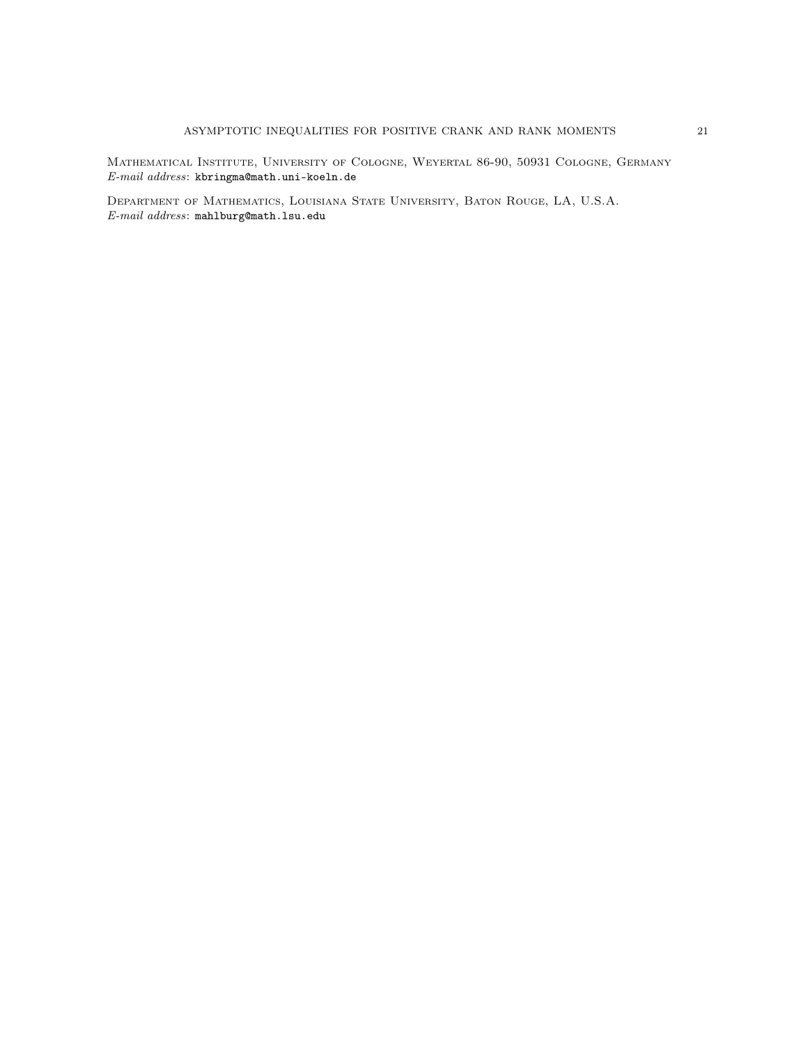Mathematical Institute, University of Cologne, Weyertal 86-90, 50931 Cologne, Germany
*E-mail address*: kbringma@math.uni-koeln.de

Department of Mathematics, Louisiana State University, Baton Rouge, LA, U.S.A.
*E-mail address*: mahlburg@math.lsu.edu